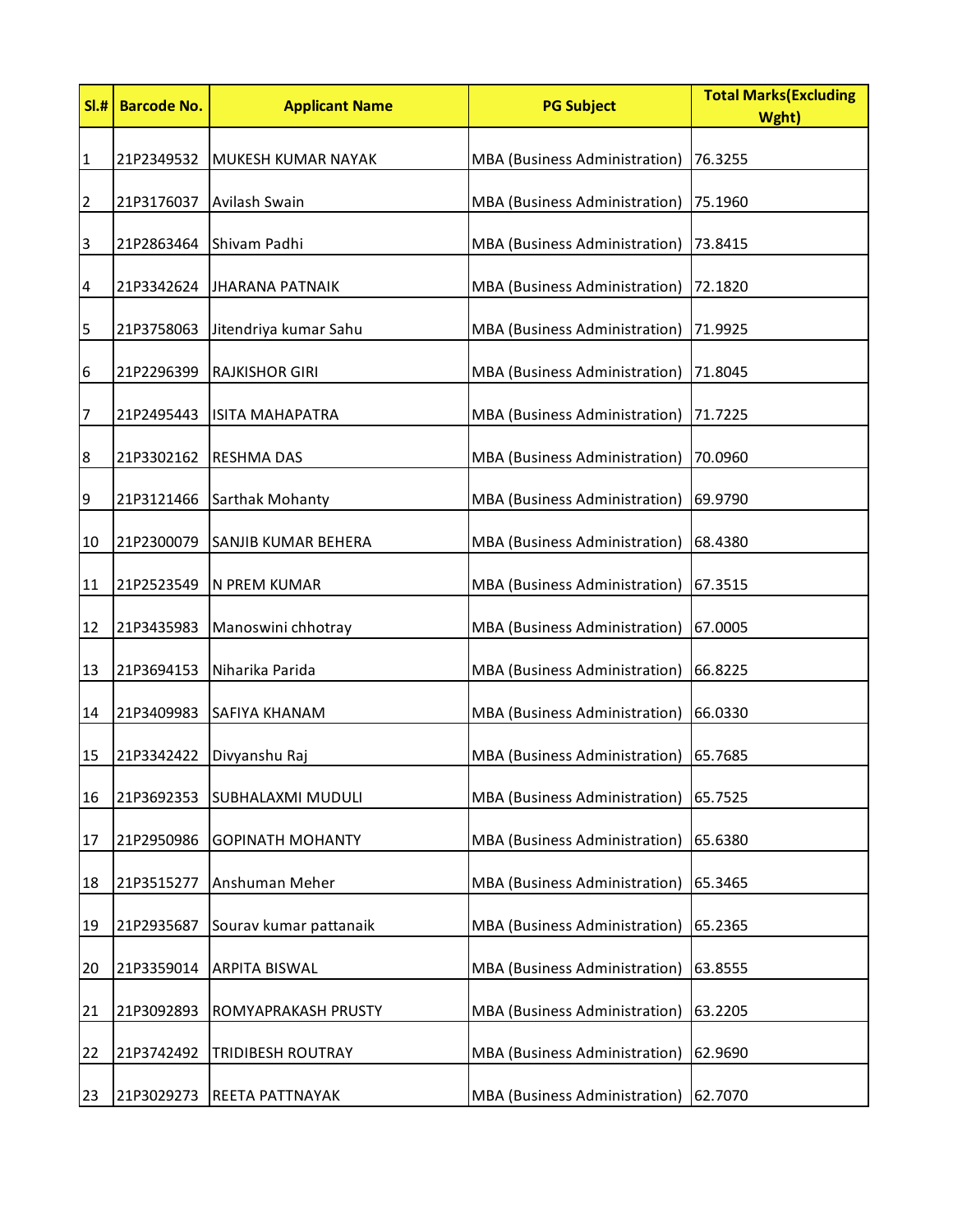| Sl.# | Barcode No. | Applicant Name | PG Subject | Total Marks(Excluding Wght) |
|---|---|---|---|---|
| 1 | 21P2349532 | MUKESH KUMAR NAYAK | MBA (Business Administration) | 76.3255 |
| 2 | 21P3176037 | Avilash Swain | MBA (Business Administration) | 75.1960 |
| 3 | 21P2863464 | Shivam Padhi | MBA (Business Administration) | 73.8415 |
| 4 | 21P3342624 | JHARANA PATNAIK | MBA (Business Administration) | 72.1820 |
| 5 | 21P3758063 | Jitendriya kumar Sahu | MBA (Business Administration) | 71.9925 |
| 6 | 21P2296399 | RAJKISHOR GIRI | MBA (Business Administration) | 71.8045 |
| 7 | 21P2495443 | ISITA MAHAPATRA | MBA (Business Administration) | 71.7225 |
| 8 | 21P3302162 | RESHMA DAS | MBA (Business Administration) | 70.0960 |
| 9 | 21P3121466 | Sarthak Mohanty | MBA (Business Administration) | 69.9790 |
| 10 | 21P2300079 | SANJIB KUMAR BEHERA | MBA (Business Administration) | 68.4380 |
| 11 | 21P2523549 | N PREM KUMAR | MBA (Business Administration) | 67.3515 |
| 12 | 21P3435983 | Manoswini chhotray | MBA (Business Administration) | 67.0005 |
| 13 | 21P3694153 | Niharika Parida | MBA (Business Administration) | 66.8225 |
| 14 | 21P3409983 | SAFIYA KHANAM | MBA (Business Administration) | 66.0330 |
| 15 | 21P3342422 | Divyanshu Raj | MBA (Business Administration) | 65.7685 |
| 16 | 21P3692353 | SUBHALAXMI MUDULI | MBA (Business Administration) | 65.7525 |
| 17 | 21P2950986 | GOPINATH MOHANTY | MBA (Business Administration) | 65.6380 |
| 18 | 21P3515277 | Anshuman Meher | MBA (Business Administration) | 65.3465 |
| 19 | 21P2935687 | Sourav kumar pattanaik | MBA (Business Administration) | 65.2365 |
| 20 | 21P3359014 | ARPITA BISWAL | MBA (Business Administration) | 63.8555 |
| 21 | 21P3092893 | ROMYAPRAKASH PRUSTY | MBA (Business Administration) | 63.2205 |
| 22 | 21P3742492 | TRIDIBESH ROUTRAY | MBA (Business Administration) | 62.9690 |
| 23 | 21P3029273 | REETA PATTNAYAK | MBA (Business Administration) | 62.7070 |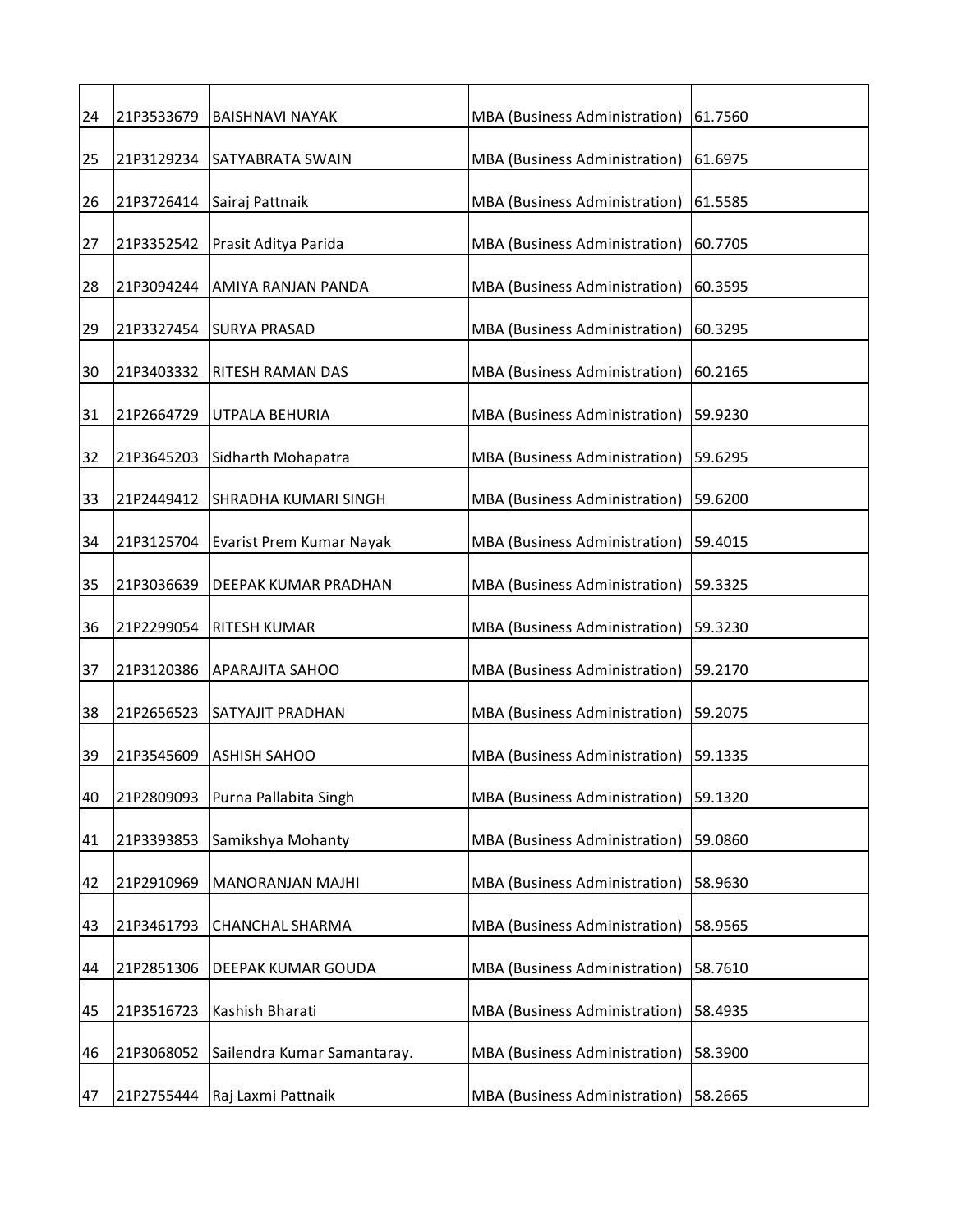| | | | | |
|---|---|---|---|---|
| 24 | 21P3533679 | BAISHNAVI NAYAK | MBA (Business Administration) | 61.7560 |
| 25 | 21P3129234 | SATYABRATA SWAIN | MBA (Business Administration) | 61.6975 |
| 26 | 21P3726414 | Sairaj Pattnaik | MBA (Business Administration) | 61.5585 |
| 27 | 21P3352542 | Prasit Aditya Parida | MBA (Business Administration) | 60.7705 |
| 28 | 21P3094244 | AMIYA RANJAN PANDA | MBA (Business Administration) | 60.3595 |
| 29 | 21P3327454 | SURYA PRASAD | MBA (Business Administration) | 60.3295 |
| 30 | 21P3403332 | RITESH RAMAN DAS | MBA (Business Administration) | 60.2165 |
| 31 | 21P2664729 | UTPALA BEHURIA | MBA (Business Administration) | 59.9230 |
| 32 | 21P3645203 | Sidharth Mohapatra | MBA (Business Administration) | 59.6295 |
| 33 | 21P2449412 | SHRADHA KUMARI SINGH | MBA (Business Administration) | 59.6200 |
| 34 | 21P3125704 | Evarist Prem Kumar Nayak | MBA (Business Administration) | 59.4015 |
| 35 | 21P3036639 | DEEPAK KUMAR PRADHAN | MBA (Business Administration) | 59.3325 |
| 36 | 21P2299054 | RITESH KUMAR | MBA (Business Administration) | 59.3230 |
| 37 | 21P3120386 | APARAJITA SAHOO | MBA (Business Administration) | 59.2170 |
| 38 | 21P2656523 | SATYAJIT PRADHAN | MBA (Business Administration) | 59.2075 |
| 39 | 21P3545609 | ASHISH SAHOO | MBA (Business Administration) | 59.1335 |
| 40 | 21P2809093 | Purna Pallabita Singh | MBA (Business Administration) | 59.1320 |
| 41 | 21P3393853 | Samikshya Mohanty | MBA (Business Administration) | 59.0860 |
| 42 | 21P2910969 | MANORANJAN MAJHI | MBA (Business Administration) | 58.9630 |
| 43 | 21P3461793 | CHANCHAL SHARMA | MBA (Business Administration) | 58.9565 |
| 44 | 21P2851306 | DEEPAK KUMAR GOUDA | MBA (Business Administration) | 58.7610 |
| 45 | 21P3516723 | Kashish Bharati | MBA (Business Administration) | 58.4935 |
| 46 | 21P3068052 | Sailendra Kumar Samantaray. | MBA (Business Administration) | 58.3900 |
| 47 | 21P2755444 | Raj Laxmi Pattnaik | MBA (Business Administration) | 58.2665 |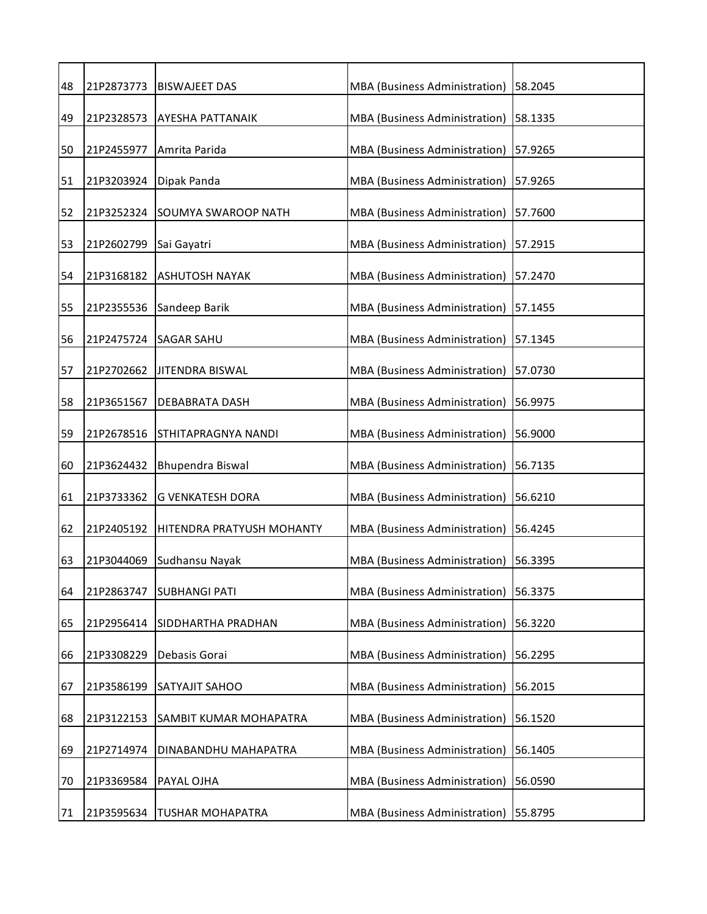| | | | | |
|---|---|---|---|---|
| 48 | 21P2873773 | BISWAJEET DAS | MBA (Business Administration) | 58.2045 |
| 49 | 21P2328573 | AYESHA PATTANAIK | MBA (Business Administration) | 58.1335 |
| 50 | 21P2455977 | Amrita Parida | MBA (Business Administration) | 57.9265 |
| 51 | 21P3203924 | Dipak Panda | MBA (Business Administration) | 57.9265 |
| 52 | 21P3252324 | SOUMYA SWAROOP NATH | MBA (Business Administration) | 57.7600 |
| 53 | 21P2602799 | Sai Gayatri | MBA (Business Administration) | 57.2915 |
| 54 | 21P3168182 | ASHUTOSH NAYAK | MBA (Business Administration) | 57.2470 |
| 55 | 21P2355536 | Sandeep Barik | MBA (Business Administration) | 57.1455 |
| 56 | 21P2475724 | SAGAR SAHU | MBA (Business Administration) | 57.1345 |
| 57 | 21P2702662 | JITENDRA BISWAL | MBA (Business Administration) | 57.0730 |
| 58 | 21P3651567 | DEBABRATA DASH | MBA (Business Administration) | 56.9975 |
| 59 | 21P2678516 | STHITAPRAGNYA NANDI | MBA (Business Administration) | 56.9000 |
| 60 | 21P3624432 | Bhupendra Biswal | MBA (Business Administration) | 56.7135 |
| 61 | 21P3733362 | G VENKATESH DORA | MBA (Business Administration) | 56.6210 |
| 62 | 21P2405192 | HITENDRA PRATYUSH MOHANTY | MBA (Business Administration) | 56.4245 |
| 63 | 21P3044069 | Sudhansu Nayak | MBA (Business Administration) | 56.3395 |
| 64 | 21P2863747 | SUBHANGI PATI | MBA (Business Administration) | 56.3375 |
| 65 | 21P2956414 | SIDDHARTHA PRADHAN | MBA (Business Administration) | 56.3220 |
| 66 | 21P3308229 | Debasis Gorai | MBA (Business Administration) | 56.2295 |
| 67 | 21P3586199 | SATYAJIT SAHOO | MBA (Business Administration) | 56.2015 |
| 68 | 21P3122153 | SAMBIT KUMAR MOHAPATRA | MBA (Business Administration) | 56.1520 |
| 69 | 21P2714974 | DINABANDHU MAHAPATRA | MBA (Business Administration) | 56.1405 |
| 70 | 21P3369584 | PAYAL OJHA | MBA (Business Administration) | 56.0590 |
| 71 | 21P3595634 | TUSHAR MOHAPATRA | MBA (Business Administration) | 55.8795 |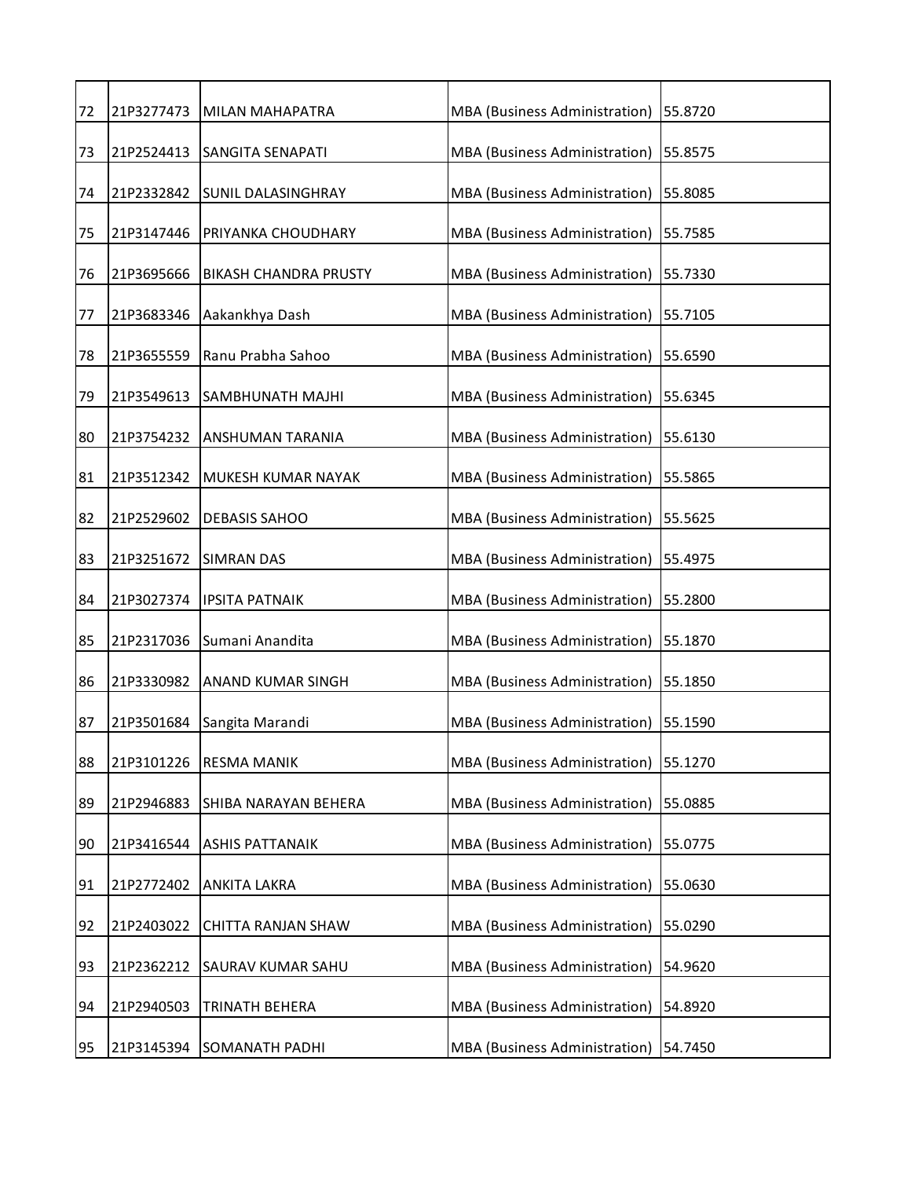| | | | | |
|---|---|---|---|---|
| 72 | 21P3277473 | MILAN MAHAPATRA | MBA (Business Administration) | 55.8720 |
| 73 | 21P2524413 | SANGITA SENAPATI | MBA (Business Administration) | 55.8575 |
| 74 | 21P2332842 | SUNIL DALASINGHRAY | MBA (Business Administration) | 55.8085 |
| 75 | 21P3147446 | PRIYANKA CHOUDHARY | MBA (Business Administration) | 55.7585 |
| 76 | 21P3695666 | BIKASH CHANDRA PRUSTY | MBA (Business Administration) | 55.7330 |
| 77 | 21P3683346 | Aakankhya Dash | MBA (Business Administration) | 55.7105 |
| 78 | 21P3655559 | Ranu Prabha Sahoo | MBA (Business Administration) | 55.6590 |
| 79 | 21P3549613 | SAMBHUNATH MAJHI | MBA (Business Administration) | 55.6345 |
| 80 | 21P3754232 | ANSHUMAN TARANIA | MBA (Business Administration) | 55.6130 |
| 81 | 21P3512342 | MUKESH KUMAR NAYAK | MBA (Business Administration) | 55.5865 |
| 82 | 21P2529602 | DEBASIS SAHOO | MBA (Business Administration) | 55.5625 |
| 83 | 21P3251672 | SIMRAN DAS | MBA (Business Administration) | 55.4975 |
| 84 | 21P3027374 | IPSITA PATNAIK | MBA (Business Administration) | 55.2800 |
| 85 | 21P2317036 | Sumani Anandita | MBA (Business Administration) | 55.1870 |
| 86 | 21P3330982 | ANAND KUMAR SINGH | MBA (Business Administration) | 55.1850 |
| 87 | 21P3501684 | Sangita Marandi | MBA (Business Administration) | 55.1590 |
| 88 | 21P3101226 | RESMA MANIK | MBA (Business Administration) | 55.1270 |
| 89 | 21P2946883 | SHIBA NARAYAN BEHERA | MBA (Business Administration) | 55.0885 |
| 90 | 21P3416544 | ASHIS PATTANAIK | MBA (Business Administration) | 55.0775 |
| 91 | 21P2772402 | ANKITA LAKRA | MBA (Business Administration) | 55.0630 |
| 92 | 21P2403022 | CHITTA RANJAN SHAW | MBA (Business Administration) | 55.0290 |
| 93 | 21P2362212 | SAURAV KUMAR SAHU | MBA (Business Administration) | 54.9620 |
| 94 | 21P2940503 | TRINATH BEHERA | MBA (Business Administration) | 54.8920 |
| 95 | 21P3145394 | SOMANATH PADHI | MBA (Business Administration) | 54.7450 |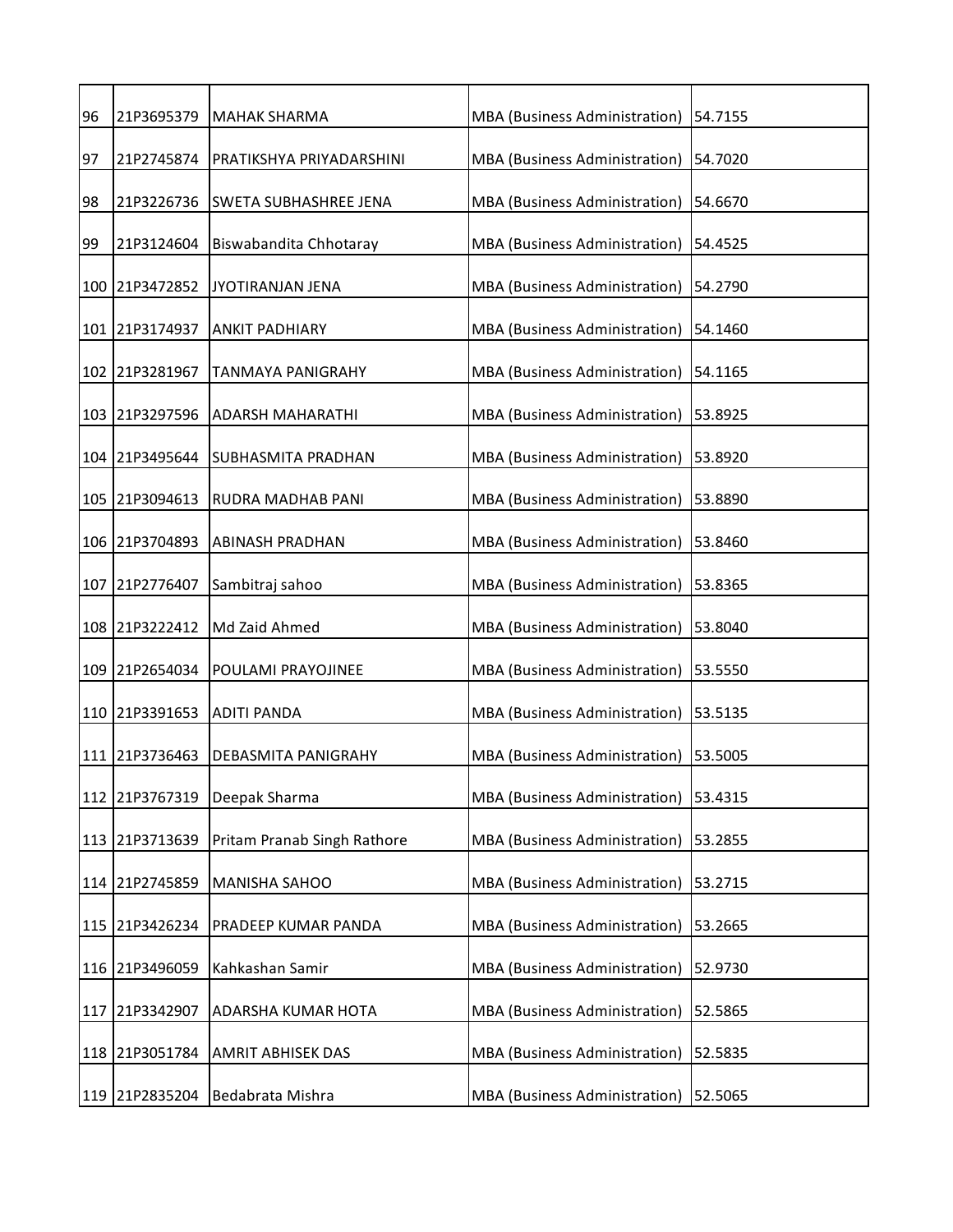| | | | | |
|---|---|---|---|---|
| 96 | 21P3695379 | MAHAK SHARMA | MBA (Business Administration) | 54.7155 |
| 97 | 21P2745874 | PRATIKSHYA PRIYADARSHINI | MBA (Business Administration) | 54.7020 |
| 98 | 21P3226736 | SWETA SUBHASHREE JENA | MBA (Business Administration) | 54.6670 |
| 99 | 21P3124604 | Biswabandita Chhotaray | MBA (Business Administration) | 54.4525 |
| 100 | 21P3472852 | JYOTIRANJAN JENA | MBA (Business Administration) | 54.2790 |
| 101 | 21P3174937 | ANKIT PADHIARY | MBA (Business Administration) | 54.1460 |
| 102 | 21P3281967 | TANMAYA PANIGRAHY | MBA (Business Administration) | 54.1165 |
| 103 | 21P3297596 | ADARSH MAHARATHI | MBA (Business Administration) | 53.8925 |
| 104 | 21P3495644 | SUBHASMITA PRADHAN | MBA (Business Administration) | 53.8920 |
| 105 | 21P3094613 | RUDRA MADHAB PANI | MBA (Business Administration) | 53.8890 |
| 106 | 21P3704893 | ABINASH PRADHAN | MBA (Business Administration) | 53.8460 |
| 107 | 21P2776407 | Sambitraj sahoo | MBA (Business Administration) | 53.8365 |
| 108 | 21P3222412 | Md Zaid Ahmed | MBA (Business Administration) | 53.8040 |
| 109 | 21P2654034 | POULAMI PRAYOJINEE | MBA (Business Administration) | 53.5550 |
| 110 | 21P3391653 | ADITI PANDA | MBA (Business Administration) | 53.5135 |
| 111 | 21P3736463 | DEBASMITA PANIGRAHY | MBA (Business Administration) | 53.5005 |
| 112 | 21P3767319 | Deepak Sharma | MBA (Business Administration) | 53.4315 |
| 113 | 21P3713639 | Pritam Pranab Singh Rathore | MBA (Business Administration) | 53.2855 |
| 114 | 21P2745859 | MANISHA SAHOO | MBA (Business Administration) | 53.2715 |
| 115 | 21P3426234 | PRADEEP KUMAR PANDA | MBA (Business Administration) | 53.2665 |
| 116 | 21P3496059 | Kahkashan Samir | MBA (Business Administration) | 52.9730 |
| 117 | 21P3342907 | ADARSHA KUMAR HOTA | MBA (Business Administration) | 52.5865 |
| 118 | 21P3051784 | AMRIT ABHISEK DAS | MBA (Business Administration) | 52.5835 |
| 119 | 21P2835204 | Bedabrata Mishra | MBA (Business Administration) | 52.5065 |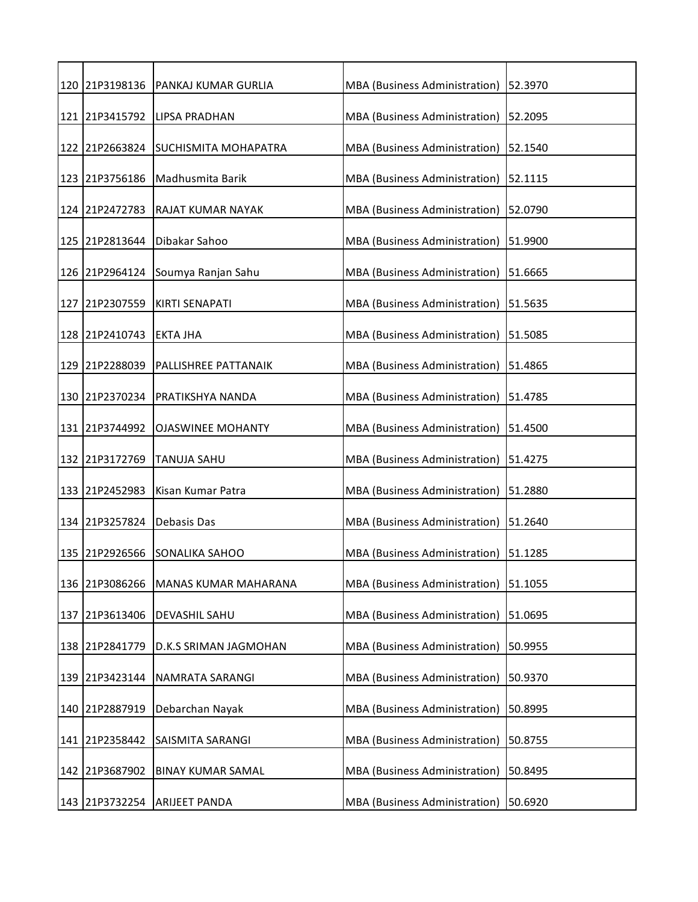| | | | | |
|---|---|---|---|---|
| 120 | 21P3198136 | PANKAJ KUMAR GURLIA | MBA (Business Administration) | 52.3970 |
| 121 | 21P3415792 | LIPSA PRADHAN | MBA (Business Administration) | 52.2095 |
| 122 | 21P2663824 | SUCHISMITA MOHAPATRA | MBA (Business Administration) | 52.1540 |
| 123 | 21P3756186 | Madhusmita Barik | MBA (Business Administration) | 52.1115 |
| 124 | 21P2472783 | RAJAT KUMAR NAYAK | MBA (Business Administration) | 52.0790 |
| 125 | 21P2813644 | Dibakar Sahoo | MBA (Business Administration) | 51.9900 |
| 126 | 21P2964124 | Soumya Ranjan Sahu | MBA (Business Administration) | 51.6665 |
| 127 | 21P2307559 | KIRTI SENAPATI | MBA (Business Administration) | 51.5635 |
| 128 | 21P2410743 | EKTA JHA | MBA (Business Administration) | 51.5085 |
| 129 | 21P2288039 | PALLISHREE PATTANAIK | MBA (Business Administration) | 51.4865 |
| 130 | 21P2370234 | PRATIKSHYA NANDA | MBA (Business Administration) | 51.4785 |
| 131 | 21P3744992 | OJASWINEE MOHANTY | MBA (Business Administration) | 51.4500 |
| 132 | 21P3172769 | TANUJA SAHU | MBA (Business Administration) | 51.4275 |
| 133 | 21P2452983 | Kisan Kumar Patra | MBA (Business Administration) | 51.2880 |
| 134 | 21P3257824 | Debasis Das | MBA (Business Administration) | 51.2640 |
| 135 | 21P2926566 | SONALIKA SAHOO | MBA (Business Administration) | 51.1285 |
| 136 | 21P3086266 | MANAS KUMAR MAHARANA | MBA (Business Administration) | 51.1055 |
| 137 | 21P3613406 | DEVASHIL SAHU | MBA (Business Administration) | 51.0695 |
| 138 | 21P2841779 | D.K.S SRIMAN JAGMOHAN | MBA (Business Administration) | 50.9955 |
| 139 | 21P3423144 | NAMRATA SARANGI | MBA (Business Administration) | 50.9370 |
| 140 | 21P2887919 | Debarchan Nayak | MBA (Business Administration) | 50.8995 |
| 141 | 21P2358442 | SAISMITA SARANGI | MBA (Business Administration) | 50.8755 |
| 142 | 21P3687902 | BINAY KUMAR SAMAL | MBA (Business Administration) | 50.8495 |
| 143 | 21P3732254 | ARIJEET PANDA | MBA (Business Administration) | 50.6920 |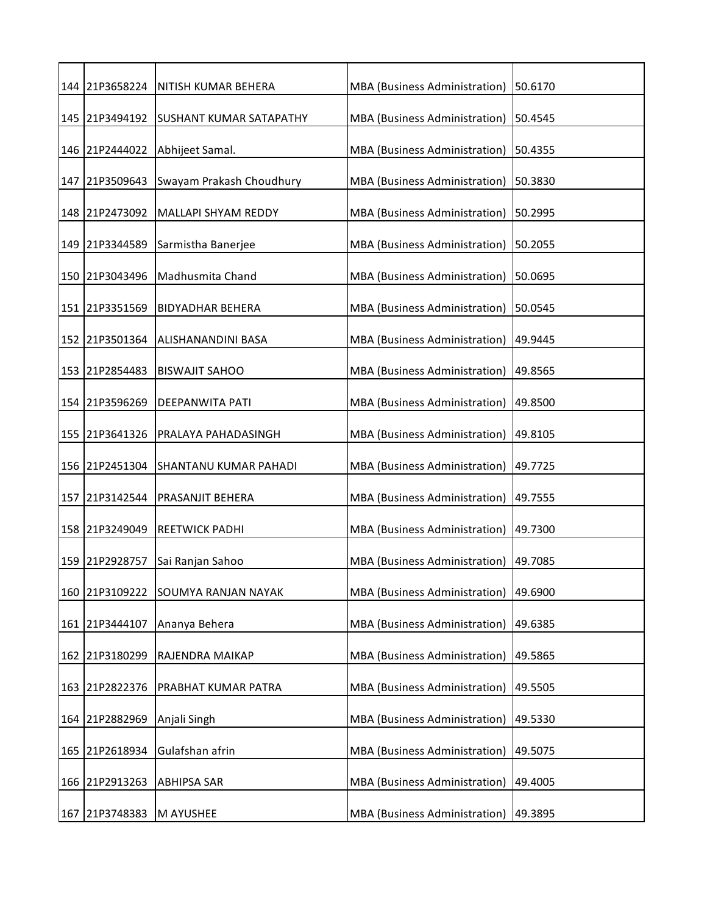| 144 | 21P3658224 | NITISH KUMAR BEHERA | MBA (Business Administration) | 50.6170 |
|---|---|---|---|---|
| 145 | 21P3494192 | SUSHANT KUMAR SATAPATHY | MBA (Business Administration) | 50.4545 |
| 146 | 21P2444022 | Abhijeet Samal. | MBA (Business Administration) | 50.4355 |
| 147 | 21P3509643 | Swayam Prakash Choudhury | MBA (Business Administration) | 50.3830 |
| 148 | 21P2473092 | MALLAPI SHYAM REDDY | MBA (Business Administration) | 50.2995 |
| 149 | 21P3344589 | Sarmistha Banerjee | MBA (Business Administration) | 50.2055 |
| 150 | 21P3043496 | Madhusmita Chand | MBA (Business Administration) | 50.0695 |
| 151 | 21P3351569 | BIDYADHAR BEHERA | MBA (Business Administration) | 50.0545 |
| 152 | 21P3501364 | ALISHANANDINI BASA | MBA (Business Administration) | 49.9445 |
| 153 | 21P2854483 | BISWAJIT SAHOO | MBA (Business Administration) | 49.8565 |
| 154 | 21P3596269 | DEEPANWITA PATI | MBA (Business Administration) | 49.8500 |
| 155 | 21P3641326 | PRALAYA PAHADASINGH | MBA (Business Administration) | 49.8105 |
| 156 | 21P2451304 | SHANTANU KUMAR PAHADI | MBA (Business Administration) | 49.7725 |
| 157 | 21P3142544 | PRASANJIT BEHERA | MBA (Business Administration) | 49.7555 |
| 158 | 21P3249049 | REETWICK PADHI | MBA (Business Administration) | 49.7300 |
| 159 | 21P2928757 | Sai Ranjan Sahoo | MBA (Business Administration) | 49.7085 |
| 160 | 21P3109222 | SOUMYA RANJAN NAYAK | MBA (Business Administration) | 49.6900 |
| 161 | 21P3444107 | Ananya Behera | MBA (Business Administration) | 49.6385 |
| 162 | 21P3180299 | RAJENDRA MAIKAP | MBA (Business Administration) | 49.5865 |
| 163 | 21P2822376 | PRABHAT KUMAR PATRA | MBA (Business Administration) | 49.5505 |
| 164 | 21P2882969 | Anjali Singh | MBA (Business Administration) | 49.5330 |
| 165 | 21P2618934 | Gulafshan afrin | MBA (Business Administration) | 49.5075 |
| 166 | 21P2913263 | ABHIPSA SAR | MBA (Business Administration) | 49.4005 |
| 167 | 21P3748383 | M AYUSHEE | MBA (Business Administration) | 49.3895 |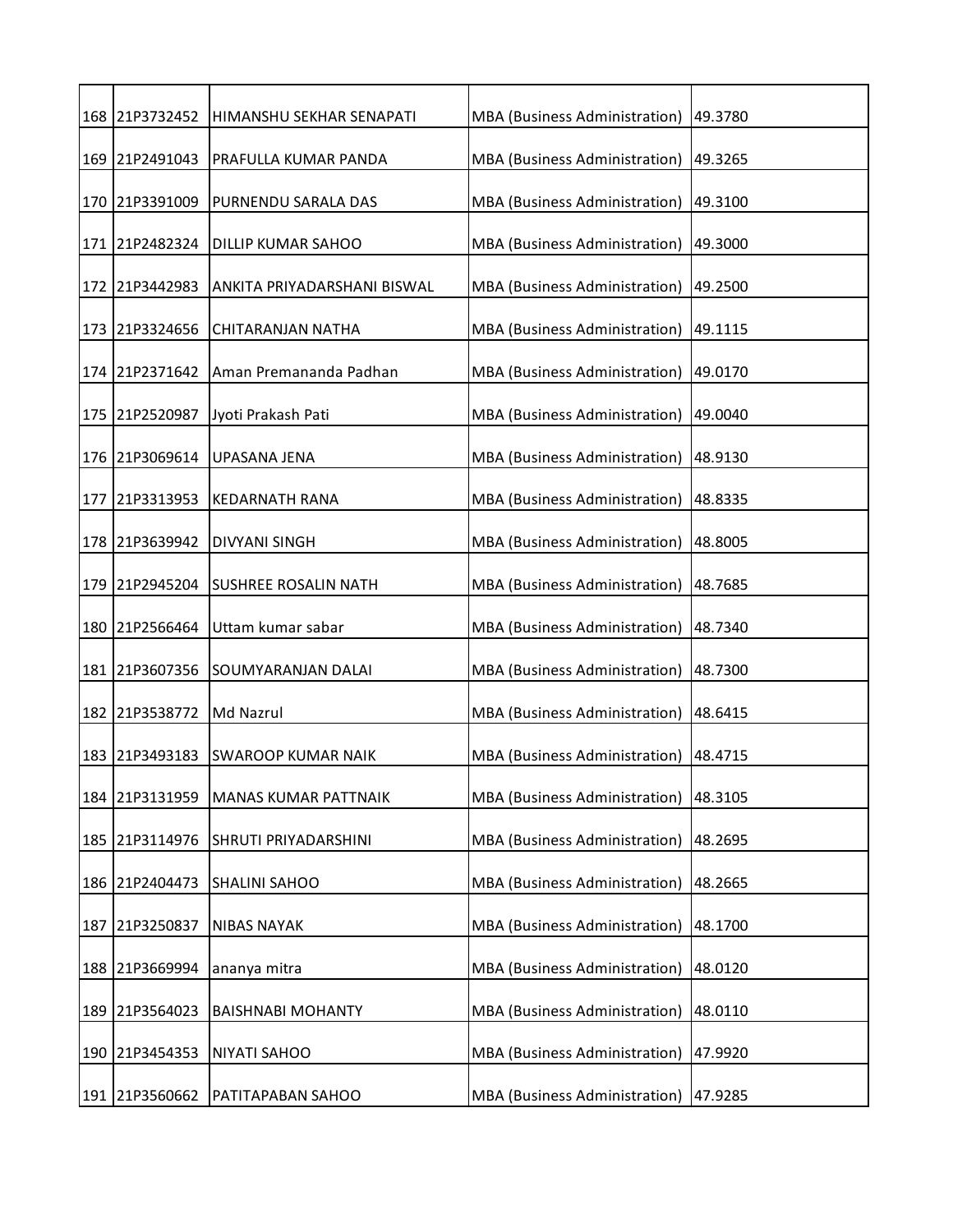| | | | | |
|---|---|---|---|---|
| 168 | 21P3732452 | HIMANSHU SEKHAR SENAPATI | MBA (Business Administration) | 49.3780 |
| 169 | 21P2491043 | PRAFULLA KUMAR PANDA | MBA (Business Administration) | 49.3265 |
| 170 | 21P3391009 | PURNENDU SARALA DAS | MBA (Business Administration) | 49.3100 |
| 171 | 21P2482324 | DILLIP KUMAR SAHOO | MBA (Business Administration) | 49.3000 |
| 172 | 21P3442983 | ANKITA PRIYADARSHANI BISWAL | MBA (Business Administration) | 49.2500 |
| 173 | 21P3324656 | CHITARANJAN NATHA | MBA (Business Administration) | 49.1115 |
| 174 | 21P2371642 | Aman Premananda Padhan | MBA (Business Administration) | 49.0170 |
| 175 | 21P2520987 | Jyoti Prakash Pati | MBA (Business Administration) | 49.0040 |
| 176 | 21P3069614 | UPASANA JENA | MBA (Business Administration) | 48.9130 |
| 177 | 21P3313953 | KEDARNATH RANA | MBA (Business Administration) | 48.8335 |
| 178 | 21P3639942 | DIVYANI SINGH | MBA (Business Administration) | 48.8005 |
| 179 | 21P2945204 | SUSHREE ROSALIN NATH | MBA (Business Administration) | 48.7685 |
| 180 | 21P2566464 | Uttam kumar sabar | MBA (Business Administration) | 48.7340 |
| 181 | 21P3607356 | SOUMYARANJAN DALAI | MBA (Business Administration) | 48.7300 |
| 182 | 21P3538772 | Md Nazrul | MBA (Business Administration) | 48.6415 |
| 183 | 21P3493183 | SWAROOP KUMAR NAIK | MBA (Business Administration) | 48.4715 |
| 184 | 21P3131959 | MANAS KUMAR PATTNAIK | MBA (Business Administration) | 48.3105 |
| 185 | 21P3114976 | SHRUTI PRIYADARSHINI | MBA (Business Administration) | 48.2695 |
| 186 | 21P2404473 | SHALINI SAHOO | MBA (Business Administration) | 48.2665 |
| 187 | 21P3250837 | NIBAS NAYAK | MBA (Business Administration) | 48.1700 |
| 188 | 21P3669994 | ananya mitra | MBA (Business Administration) | 48.0120 |
| 189 | 21P3564023 | BAISHNABI MOHANTY | MBA (Business Administration) | 48.0110 |
| 190 | 21P3454353 | NIYATI SAHOO | MBA (Business Administration) | 47.9920 |
| 191 | 21P3560662 | PATITAPABAN SAHOO | MBA (Business Administration) | 47.9285 |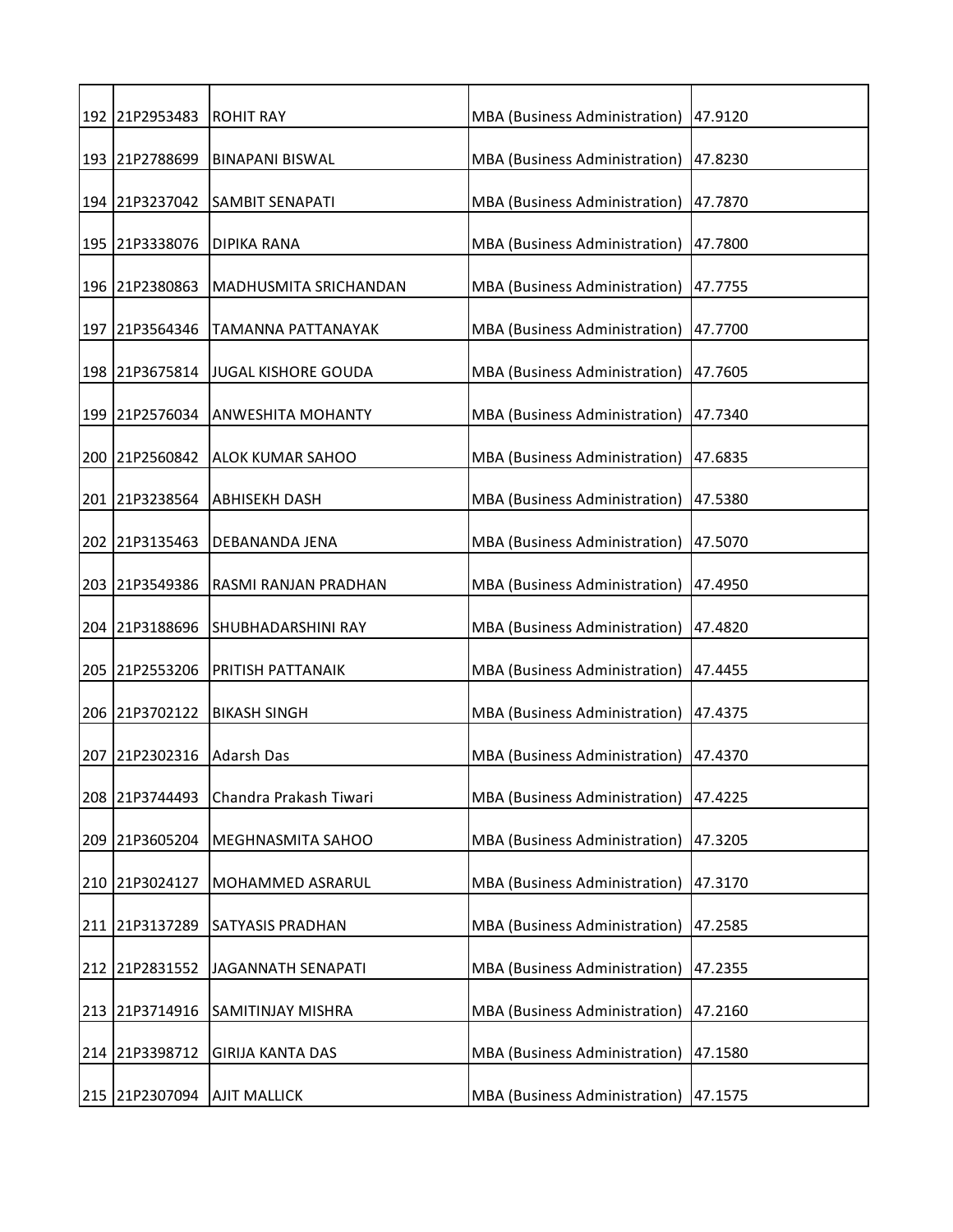| | | | | |
|---|---|---|---|---|
| 192 | 21P2953483 | ROHIT RAY | MBA (Business Administration) | 47.9120 |
| 193 | 21P2788699 | BINAPANI BISWAL | MBA (Business Administration) | 47.8230 |
| 194 | 21P3237042 | SAMBIT SENAPATI | MBA (Business Administration) | 47.7870 |
| 195 | 21P3338076 | DIPIKA RANA | MBA (Business Administration) | 47.7800 |
| 196 | 21P2380863 | MADHUSMITA SRICHANDAN | MBA (Business Administration) | 47.7755 |
| 197 | 21P3564346 | TAMANNA PATTANAYAK | MBA (Business Administration) | 47.7700 |
| 198 | 21P3675814 | JUGAL KISHORE GOUDA | MBA (Business Administration) | 47.7605 |
| 199 | 21P2576034 | ANWESHITA MOHANTY | MBA (Business Administration) | 47.7340 |
| 200 | 21P2560842 | ALOK KUMAR SAHOO | MBA (Business Administration) | 47.6835 |
| 201 | 21P3238564 | ABHISEKH DASH | MBA (Business Administration) | 47.5380 |
| 202 | 21P3135463 | DEBANANDA JENA | MBA (Business Administration) | 47.5070 |
| 203 | 21P3549386 | RASMI RANJAN PRADHAN | MBA (Business Administration) | 47.4950 |
| 204 | 21P3188696 | SHUBHADARSHINI RAY | MBA (Business Administration) | 47.4820 |
| 205 | 21P2553206 | PRITISH PATTANAIK | MBA (Business Administration) | 47.4455 |
| 206 | 21P3702122 | BIKASH SINGH | MBA (Business Administration) | 47.4375 |
| 207 | 21P2302316 | Adarsh Das | MBA (Business Administration) | 47.4370 |
| 208 | 21P3744493 | Chandra Prakash Tiwari | MBA (Business Administration) | 47.4225 |
| 209 | 21P3605204 | MEGHNASMITA SAHOO | MBA (Business Administration) | 47.3205 |
| 210 | 21P3024127 | MOHAMMED ASRARUL | MBA (Business Administration) | 47.3170 |
| 211 | 21P3137289 | SATYASIS PRADHAN | MBA (Business Administration) | 47.2585 |
| 212 | 21P2831552 | JAGANNATH SENAPATI | MBA (Business Administration) | 47.2355 |
| 213 | 21P3714916 | SAMITINJAY MISHRA | MBA (Business Administration) | 47.2160 |
| 214 | 21P3398712 | GIRIJA KANTA DAS | MBA (Business Administration) | 47.1580 |
| 215 | 21P2307094 | AJIT MALLICK | MBA (Business Administration) | 47.1575 |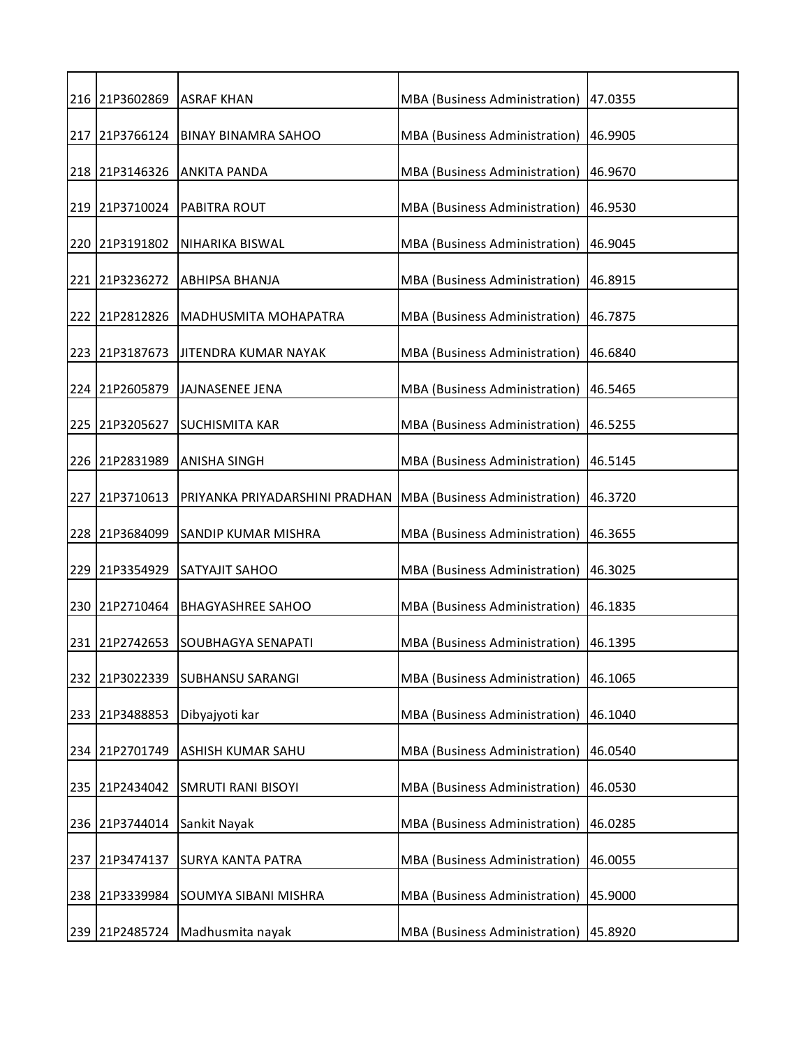| | | | | |
|---|---|---|---|---|
| 216 | 21P3602869 | ASRAF KHAN | MBA (Business Administration) | 47.0355 |
| 217 | 21P3766124 | BINAY BINAMRA SAHOO | MBA (Business Administration) | 46.9905 |
| 218 | 21P3146326 | ANKITA PANDA | MBA (Business Administration) | 46.9670 |
| 219 | 21P3710024 | PABITRA ROUT | MBA (Business Administration) | 46.9530 |
| 220 | 21P3191802 | NIHARIKA BISWAL | MBA (Business Administration) | 46.9045 |
| 221 | 21P3236272 | ABHIPSA BHANJA | MBA (Business Administration) | 46.8915 |
| 222 | 21P2812826 | MADHUSMITA MOHAPATRA | MBA (Business Administration) | 46.7875 |
| 223 | 21P3187673 | JITENDRA KUMAR NAYAK | MBA (Business Administration) | 46.6840 |
| 224 | 21P2605879 | JAJNASENEE JENA | MBA (Business Administration) | 46.5465 |
| 225 | 21P3205627 | SUCHISMITA KAR | MBA (Business Administration) | 46.5255 |
| 226 | 21P2831989 | ANISHA SINGH | MBA (Business Administration) | 46.5145 |
| 227 | 21P3710613 | PRIYANKA PRIYADARSHINI PRADHAN | MBA (Business Administration) | 46.3720 |
| 228 | 21P3684099 | SANDIP KUMAR MISHRA | MBA (Business Administration) | 46.3655 |
| 229 | 21P3354929 | SATYAJIT SAHOO | MBA (Business Administration) | 46.3025 |
| 230 | 21P2710464 | BHAGYASHREE SAHOO | MBA (Business Administration) | 46.1835 |
| 231 | 21P2742653 | SOUBHAGYA SENAPATI | MBA (Business Administration) | 46.1395 |
| 232 | 21P3022339 | SUBHANSU SARANGI | MBA (Business Administration) | 46.1065 |
| 233 | 21P3488853 | Dibyajyoti kar | MBA (Business Administration) | 46.1040 |
| 234 | 21P2701749 | ASHISH KUMAR SAHU | MBA (Business Administration) | 46.0540 |
| 235 | 21P2434042 | SMRUTI RANI BISOYI | MBA (Business Administration) | 46.0530 |
| 236 | 21P3744014 | Sankit Nayak | MBA (Business Administration) | 46.0285 |
| 237 | 21P3474137 | SURYA KANTA PATRA | MBA (Business Administration) | 46.0055 |
| 238 | 21P3339984 | SOUMYA SIBANI MISHRA | MBA (Business Administration) | 45.9000 |
| 239 | 21P2485724 | Madhusmita nayak | MBA (Business Administration) | 45.8920 |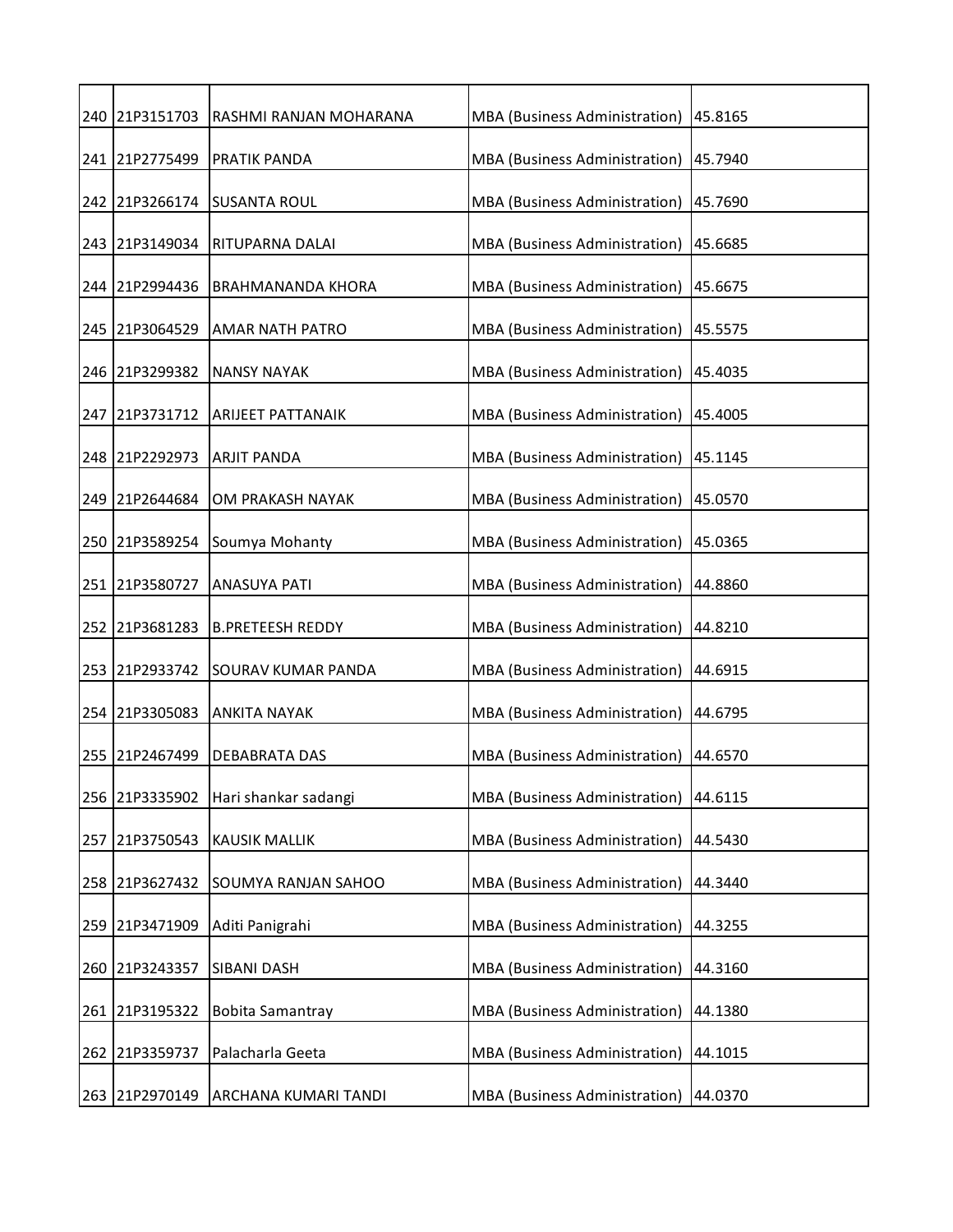| 240 | 21P3151703 | RASHMI RANJAN MOHARANA | MBA (Business Administration) | 45.8165 |
|---|---|---|---|---|
| 241 | 21P2775499 | PRATIK PANDA | MBA (Business Administration) | 45.7940 |
| 242 | 21P3266174 | SUSANTA ROUL | MBA (Business Administration) | 45.7690 |
| 243 | 21P3149034 | RITUPARNA DALAI | MBA (Business Administration) | 45.6685 |
| 244 | 21P2994436 | BRAHMANANDA KHORA | MBA (Business Administration) | 45.6675 |
| 245 | 21P3064529 | AMAR NATH PATRO | MBA (Business Administration) | 45.5575 |
| 246 | 21P3299382 | NANSY NAYAK | MBA (Business Administration) | 45.4035 |
| 247 | 21P3731712 | ARIJEET PATTANAIK | MBA (Business Administration) | 45.4005 |
| 248 | 21P2292973 | ARJIT PANDA | MBA (Business Administration) | 45.1145 |
| 249 | 21P2644684 | OM PRAKASH NAYAK | MBA (Business Administration) | 45.0570 |
| 250 | 21P3589254 | Soumya Mohanty | MBA (Business Administration) | 45.0365 |
| 251 | 21P3580727 | ANASUYA PATI | MBA (Business Administration) | 44.8860 |
| 252 | 21P3681283 | B.PRETEESH REDDY | MBA (Business Administration) | 44.8210 |
| 253 | 21P2933742 | SOURAV KUMAR PANDA | MBA (Business Administration) | 44.6915 |
| 254 | 21P3305083 | ANKITA NAYAK | MBA (Business Administration) | 44.6795 |
| 255 | 21P2467499 | DEBABRATA DAS | MBA (Business Administration) | 44.6570 |
| 256 | 21P3335902 | Hari shankar sadangi | MBA (Business Administration) | 44.6115 |
| 257 | 21P3750543 | KAUSIK MALLIK | MBA (Business Administration) | 44.5430 |
| 258 | 21P3627432 | SOUMYA RANJAN SAHOO | MBA (Business Administration) | 44.3440 |
| 259 | 21P3471909 | Aditi Panigrahi | MBA (Business Administration) | 44.3255 |
| 260 | 21P3243357 | SIBANI DASH | MBA (Business Administration) | 44.3160 |
| 261 | 21P3195322 | Bobita Samantray | MBA (Business Administration) | 44.1380 |
| 262 | 21P3359737 | Palacharla Geeta | MBA (Business Administration) | 44.1015 |
| 263 | 21P2970149 | ARCHANA KUMARI TANDI | MBA (Business Administration) | 44.0370 |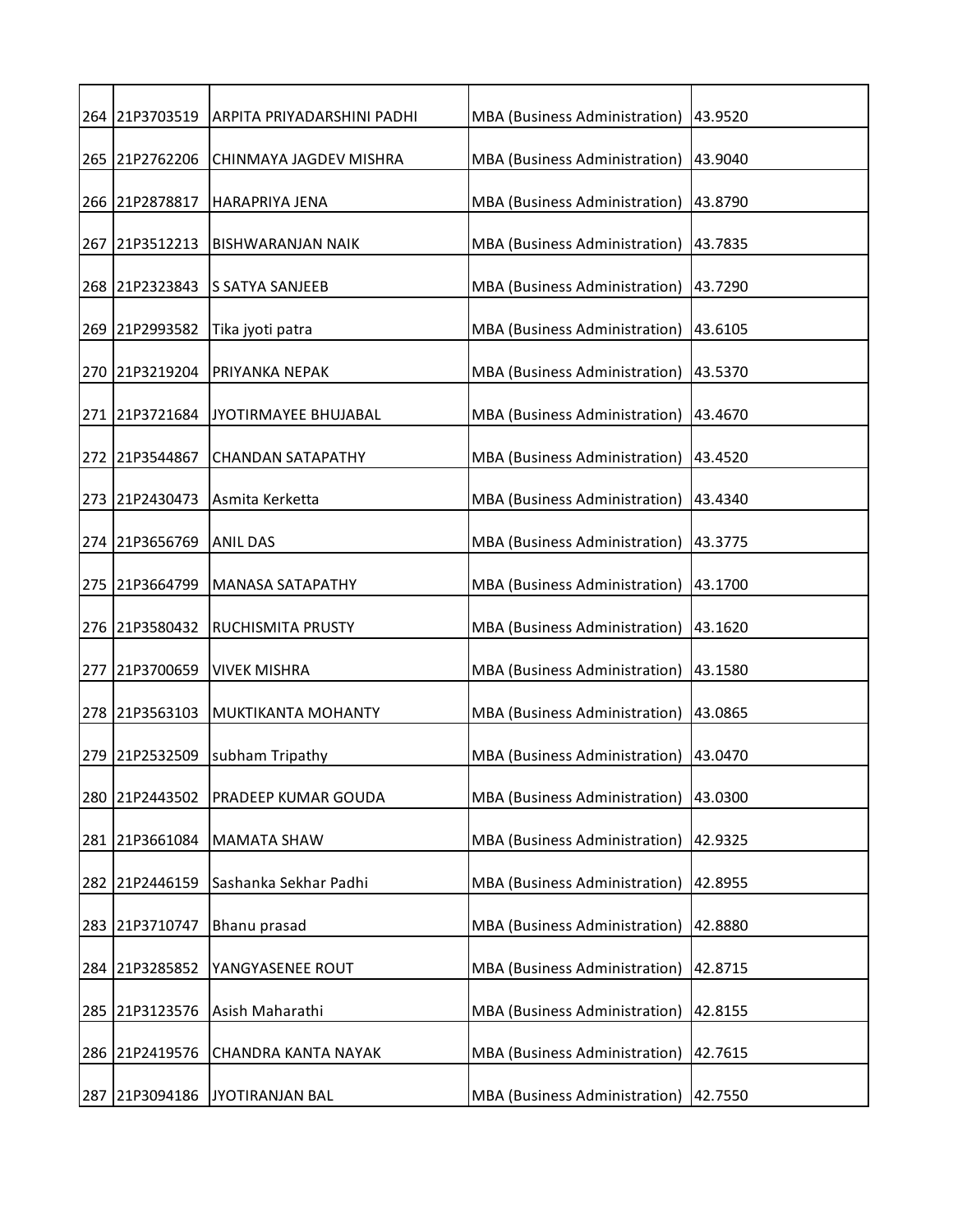| | | | | |
|---|---|---|---|---|
| 264 | 21P3703519 | ARPITA PRIYADARSHINI PADHI | MBA (Business Administration) | 43.9520 |
| 265 | 21P2762206 | CHINMAYA JAGDEV MISHRA | MBA (Business Administration) | 43.9040 |
| 266 | 21P2878817 | HARAPRIYA JENA | MBA (Business Administration) | 43.8790 |
| 267 | 21P3512213 | BISHWARANJAN NAIK | MBA (Business Administration) | 43.7835 |
| 268 | 21P2323843 | S SATYA SANJEEB | MBA (Business Administration) | 43.7290 |
| 269 | 21P2993582 | Tika jyoti patra | MBA (Business Administration) | 43.6105 |
| 270 | 21P3219204 | PRIYANKA NEPAK | MBA (Business Administration) | 43.5370 |
| 271 | 21P3721684 | JYOTIRMAYEE BHUJABAL | MBA (Business Administration) | 43.4670 |
| 272 | 21P3544867 | CHANDAN SATAPATHY | MBA (Business Administration) | 43.4520 |
| 273 | 21P2430473 | Asmita Kerketta | MBA (Business Administration) | 43.4340 |
| 274 | 21P3656769 | ANIL DAS | MBA (Business Administration) | 43.3775 |
| 275 | 21P3664799 | MANASA SATAPATHY | MBA (Business Administration) | 43.1700 |
| 276 | 21P3580432 | RUCHISMITA PRUSTY | MBA (Business Administration) | 43.1620 |
| 277 | 21P3700659 | VIVEK MISHRA | MBA (Business Administration) | 43.1580 |
| 278 | 21P3563103 | MUKTIKANTA MOHANTY | MBA (Business Administration) | 43.0865 |
| 279 | 21P2532509 | subham Tripathy | MBA (Business Administration) | 43.0470 |
| 280 | 21P2443502 | PRADEEP KUMAR GOUDA | MBA (Business Administration) | 43.0300 |
| 281 | 21P3661084 | MAMATA SHAW | MBA (Business Administration) | 42.9325 |
| 282 | 21P2446159 | Sashanka Sekhar Padhi | MBA (Business Administration) | 42.8955 |
| 283 | 21P3710747 | Bhanu prasad | MBA (Business Administration) | 42.8880 |
| 284 | 21P3285852 | YANGYASENEE ROUT | MBA (Business Administration) | 42.8715 |
| 285 | 21P3123576 | Asish Maharathi | MBA (Business Administration) | 42.8155 |
| 286 | 21P2419576 | CHANDRA KANTA NAYAK | MBA (Business Administration) | 42.7615 |
| 287 | 21P3094186 | JYOTIRANJAN BAL | MBA (Business Administration) | 42.7550 |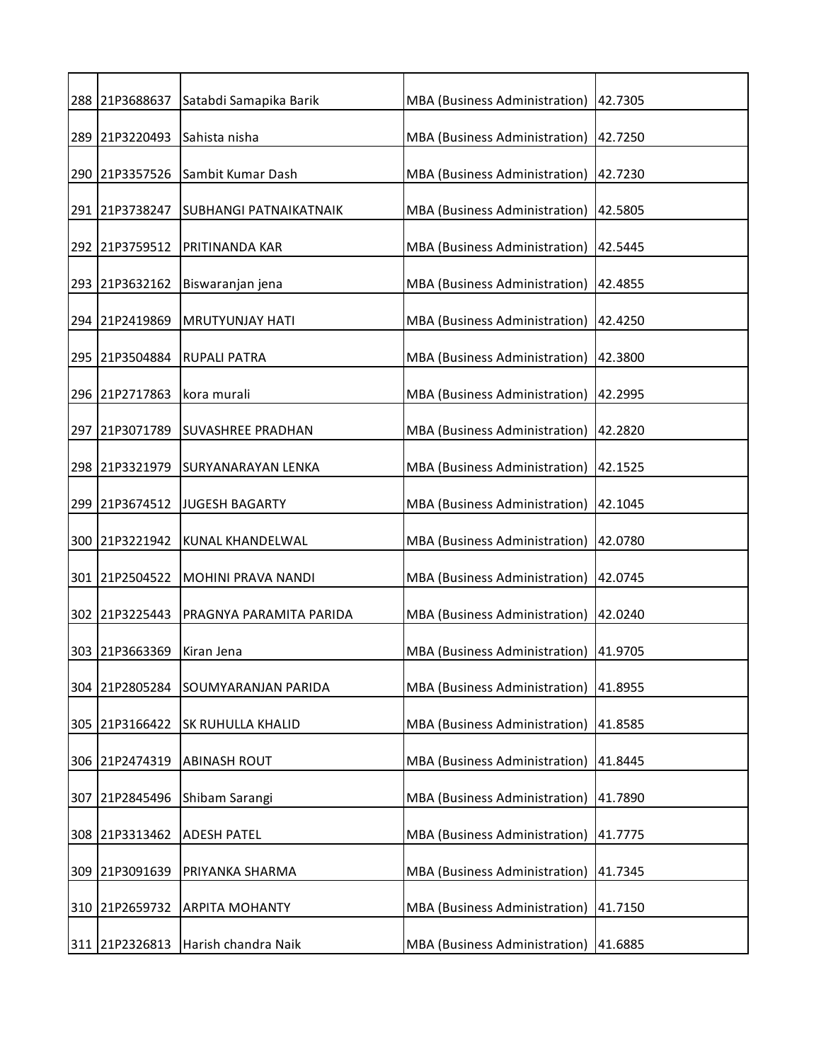| | | | | |
|---|---|---|---|---|
| 288 | 21P3688637 | Satabdi Samapika Barik | MBA (Business Administration) | 42.7305 |
| 289 | 21P3220493 | Sahista nisha | MBA (Business Administration) | 42.7250 |
| 290 | 21P3357526 | Sambit Kumar Dash | MBA (Business Administration) | 42.7230 |
| 291 | 21P3738247 | SUBHANGI PATNAIKATNAIK | MBA (Business Administration) | 42.5805 |
| 292 | 21P3759512 | PRITINANDA KAR | MBA (Business Administration) | 42.5445 |
| 293 | 21P3632162 | Biswaranjan jena | MBA (Business Administration) | 42.4855 |
| 294 | 21P2419869 | MRUTYUNJAY HATI | MBA (Business Administration) | 42.4250 |
| 295 | 21P3504884 | RUPALI PATRA | MBA (Business Administration) | 42.3800 |
| 296 | 21P2717863 | kora murali | MBA (Business Administration) | 42.2995 |
| 297 | 21P3071789 | SUVASHREE PRADHAN | MBA (Business Administration) | 42.2820 |
| 298 | 21P3321979 | SURYANARAYAN LENKA | MBA (Business Administration) | 42.1525 |
| 299 | 21P3674512 | JUGESH BAGARTY | MBA (Business Administration) | 42.1045 |
| 300 | 21P3221942 | KUNAL KHANDELWAL | MBA (Business Administration) | 42.0780 |
| 301 | 21P2504522 | MOHINI PRAVA NANDI | MBA (Business Administration) | 42.0745 |
| 302 | 21P3225443 | PRAGNYA PARAMITA PARIDA | MBA (Business Administration) | 42.0240 |
| 303 | 21P3663369 | Kiran Jena | MBA (Business Administration) | 41.9705 |
| 304 | 21P2805284 | SOUMYARANJAN PARIDA | MBA (Business Administration) | 41.8955 |
| 305 | 21P3166422 | SK RUHULLA KHALID | MBA (Business Administration) | 41.8585 |
| 306 | 21P2474319 | ABINASH ROUT | MBA (Business Administration) | 41.8445 |
| 307 | 21P2845496 | Shibam Sarangi | MBA (Business Administration) | 41.7890 |
| 308 | 21P3313462 | ADESH PATEL | MBA (Business Administration) | 41.7775 |
| 309 | 21P3091639 | PRIYANKA SHARMA | MBA (Business Administration) | 41.7345 |
| 310 | 21P2659732 | ARPITA MOHANTY | MBA (Business Administration) | 41.7150 |
| 311 | 21P2326813 | Harish chandra Naik | MBA (Business Administration) | 41.6885 |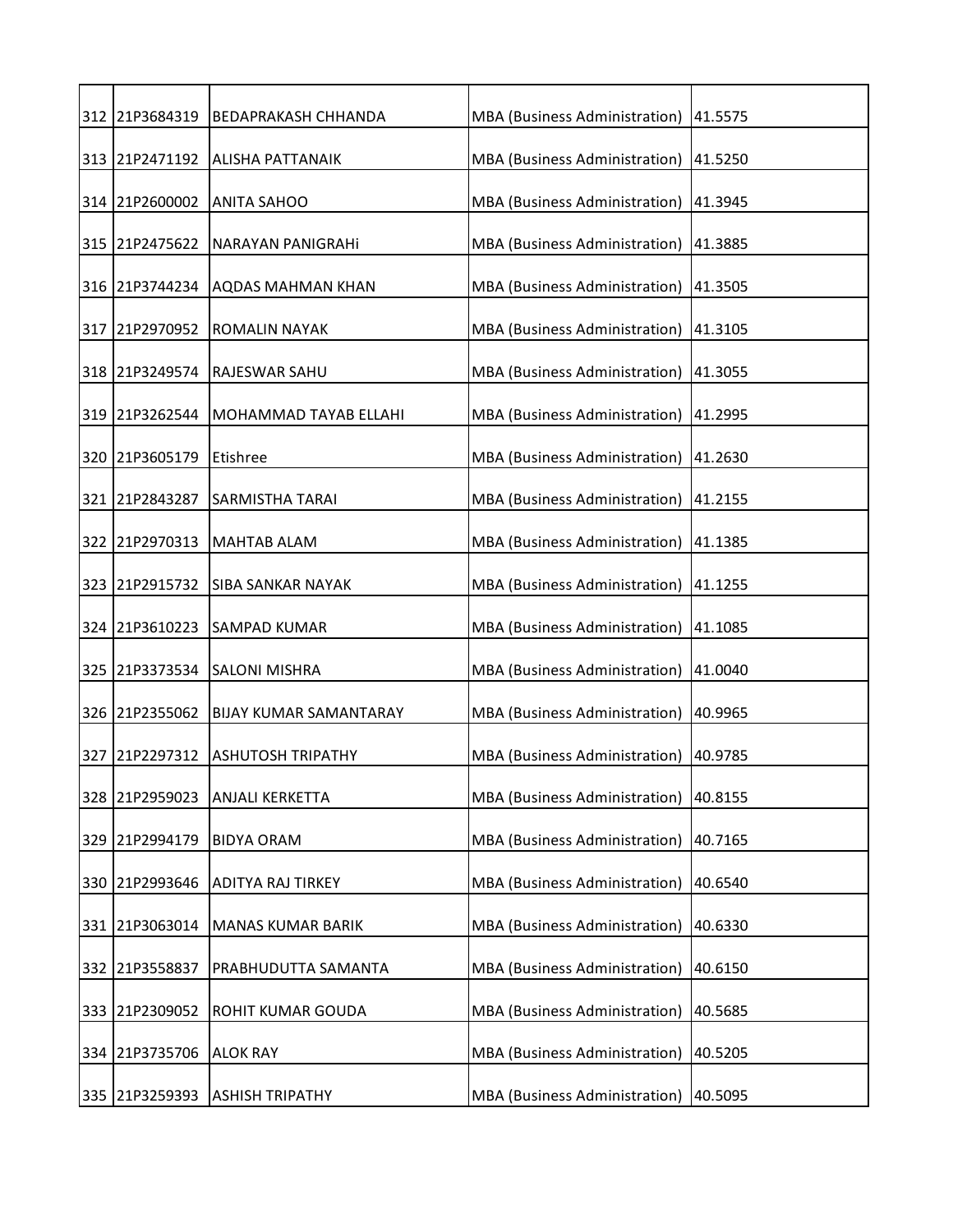| | | | | |
|---|---|---|---|---|
| 312 | 21P3684319 | BEDAPRAKASH CHHANDA | MBA (Business Administration) | 41.5575 |
| 313 | 21P2471192 | ALISHA PATTANAIK | MBA (Business Administration) | 41.5250 |
| 314 | 21P2600002 | ANITA SAHOO | MBA (Business Administration) | 41.3945 |
| 315 | 21P2475622 | NARAYAN PANIGRAHi | MBA (Business Administration) | 41.3885 |
| 316 | 21P3744234 | AQDAS MAHMAN KHAN | MBA (Business Administration) | 41.3505 |
| 317 | 21P2970952 | ROMALIN NAYAK | MBA (Business Administration) | 41.3105 |
| 318 | 21P3249574 | RAJESWAR SAHU | MBA (Business Administration) | 41.3055 |
| 319 | 21P3262544 | MOHAMMAD TAYAB ELLAHI | MBA (Business Administration) | 41.2995 |
| 320 | 21P3605179 | Etishree | MBA (Business Administration) | 41.2630 |
| 321 | 21P2843287 | SARMISTHA TARAI | MBA (Business Administration) | 41.2155 |
| 322 | 21P2970313 | MAHTAB ALAM | MBA (Business Administration) | 41.1385 |
| 323 | 21P2915732 | SIBA SANKAR NAYAK | MBA (Business Administration) | 41.1255 |
| 324 | 21P3610223 | SAMPAD KUMAR | MBA (Business Administration) | 41.1085 |
| 325 | 21P3373534 | SALONI MISHRA | MBA (Business Administration) | 41.0040 |
| 326 | 21P2355062 | BIJAY KUMAR SAMANTARAY | MBA (Business Administration) | 40.9965 |
| 327 | 21P2297312 | ASHUTOSH TRIPATHY | MBA (Business Administration) | 40.9785 |
| 328 | 21P2959023 | ANJALI KERKETTA | MBA (Business Administration) | 40.8155 |
| 329 | 21P2994179 | BIDYA ORAM | MBA (Business Administration) | 40.7165 |
| 330 | 21P2993646 | ADITYA RAJ TIRKEY | MBA (Business Administration) | 40.6540 |
| 331 | 21P3063014 | MANAS KUMAR BARIK | MBA (Business Administration) | 40.6330 |
| 332 | 21P3558837 | PRABHUDUTTA SAMANTA | MBA (Business Administration) | 40.6150 |
| 333 | 21P2309052 | ROHIT KUMAR GOUDA | MBA (Business Administration) | 40.5685 |
| 334 | 21P3735706 | ALOK RAY | MBA (Business Administration) | 40.5205 |
| 335 | 21P3259393 | ASHISH TRIPATHY | MBA (Business Administration) | 40.5095 |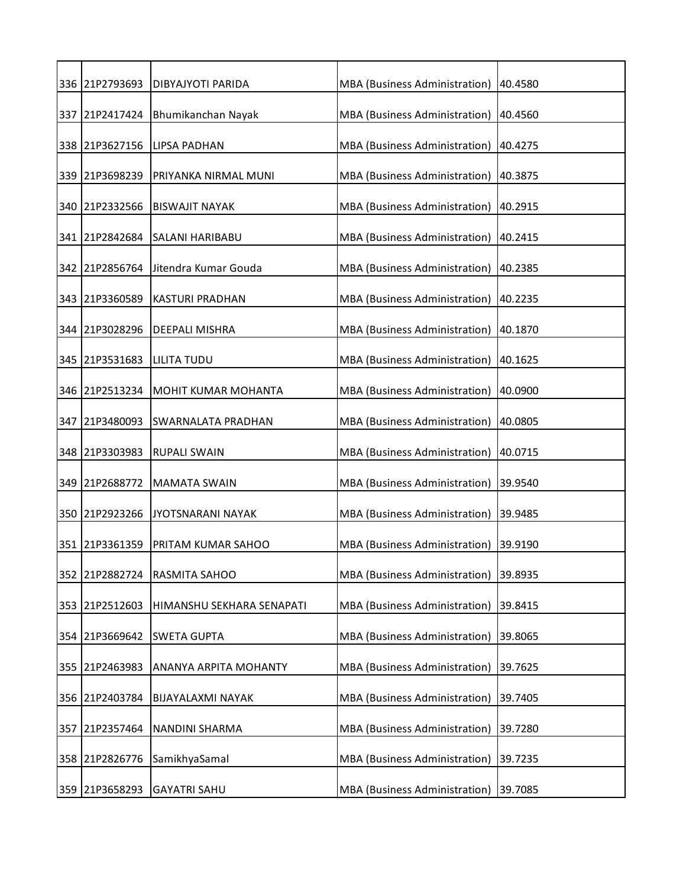| | | | | |
|---|---|---|---|---|
| 336 | 21P2793693 | DIBYAJYOTI PARIDA | MBA (Business Administration) | 40.4580 |
| 337 | 21P2417424 | Bhumikanchan Nayak | MBA (Business Administration) | 40.4560 |
| 338 | 21P3627156 | LIPSA PADHAN | MBA (Business Administration) | 40.4275 |
| 339 | 21P3698239 | PRIYANKA NIRMAL MUNI | MBA (Business Administration) | 40.3875 |
| 340 | 21P2332566 | BISWAJIT NAYAK | MBA (Business Administration) | 40.2915 |
| 341 | 21P2842684 | SALANI HARIBABU | MBA (Business Administration) | 40.2415 |
| 342 | 21P2856764 | Jitendra Kumar Gouda | MBA (Business Administration) | 40.2385 |
| 343 | 21P3360589 | KASTURI PRADHAN | MBA (Business Administration) | 40.2235 |
| 344 | 21P3028296 | DEEPALI MISHRA | MBA (Business Administration) | 40.1870 |
| 345 | 21P3531683 | LILITA TUDU | MBA (Business Administration) | 40.1625 |
| 346 | 21P2513234 | MOHIT KUMAR MOHANTA | MBA (Business Administration) | 40.0900 |
| 347 | 21P3480093 | SWARNALATA PRADHAN | MBA (Business Administration) | 40.0805 |
| 348 | 21P3303983 | RUPALI SWAIN | MBA (Business Administration) | 40.0715 |
| 349 | 21P2688772 | MAMATA SWAIN | MBA (Business Administration) | 39.9540 |
| 350 | 21P2923266 | JYOTSNARANI NAYAK | MBA (Business Administration) | 39.9485 |
| 351 | 21P3361359 | PRITAM KUMAR SAHOO | MBA (Business Administration) | 39.9190 |
| 352 | 21P2882724 | RASMITA SAHOO | MBA (Business Administration) | 39.8935 |
| 353 | 21P2512603 | HIMANSHU SEKHARA SENAPATI | MBA (Business Administration) | 39.8415 |
| 354 | 21P3669642 | SWETA GUPTA | MBA (Business Administration) | 39.8065 |
| 355 | 21P2463983 | ANANYA ARPITA MOHANTY | MBA (Business Administration) | 39.7625 |
| 356 | 21P2403784 | BIJAYALAXMI NAYAK | MBA (Business Administration) | 39.7405 |
| 357 | 21P2357464 | NANDINI SHARMA | MBA (Business Administration) | 39.7280 |
| 358 | 21P2826776 | SamikhyaSamal | MBA (Business Administration) | 39.7235 |
| 359 | 21P3658293 | GAYATRI SAHU | MBA (Business Administration) | 39.7085 |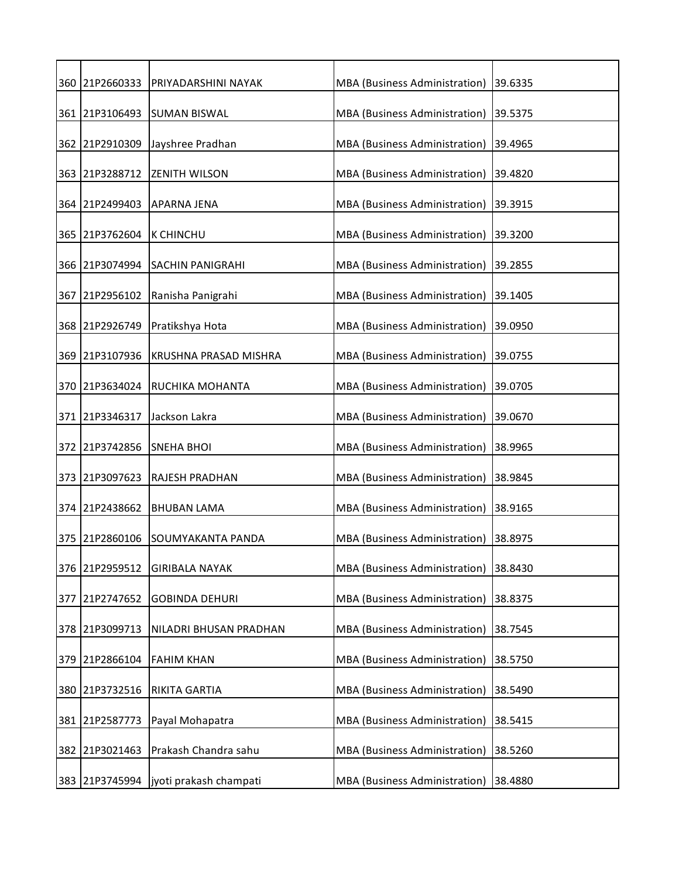| | | | | |
|---|---|---|---|---|
| 360 | 21P2660333 | PRIYADARSHINI NAYAK | MBA (Business Administration) | 39.6335 |
| 361 | 21P3106493 | SUMAN BISWAL | MBA (Business Administration) | 39.5375 |
| 362 | 21P2910309 | Jayshree Pradhan | MBA (Business Administration) | 39.4965 |
| 363 | 21P3288712 | ZENITH WILSON | MBA (Business Administration) | 39.4820 |
| 364 | 21P2499403 | APARNA JENA | MBA (Business Administration) | 39.3915 |
| 365 | 21P3762604 | K CHINCHU | MBA (Business Administration) | 39.3200 |
| 366 | 21P3074994 | SACHIN PANIGRAHI | MBA (Business Administration) | 39.2855 |
| 367 | 21P2956102 | Ranisha Panigrahi | MBA (Business Administration) | 39.1405 |
| 368 | 21P2926749 | Pratikshya Hota | MBA (Business Administration) | 39.0950 |
| 369 | 21P3107936 | KRUSHNA PRASAD MISHRA | MBA (Business Administration) | 39.0755 |
| 370 | 21P3634024 | RUCHIKA MOHANTA | MBA (Business Administration) | 39.0705 |
| 371 | 21P3346317 | Jackson Lakra | MBA (Business Administration) | 39.0670 |
| 372 | 21P3742856 | SNEHA BHOI | MBA (Business Administration) | 38.9965 |
| 373 | 21P3097623 | RAJESH PRADHAN | MBA (Business Administration) | 38.9845 |
| 374 | 21P2438662 | BHUBAN LAMA | MBA (Business Administration) | 38.9165 |
| 375 | 21P2860106 | SOUMYAKANTA PANDA | MBA (Business Administration) | 38.8975 |
| 376 | 21P2959512 | GIRIBALA NAYAK | MBA (Business Administration) | 38.8430 |
| 377 | 21P2747652 | GOBINDA DEHURI | MBA (Business Administration) | 38.8375 |
| 378 | 21P3099713 | NILADRI BHUSAN PRADHAN | MBA (Business Administration) | 38.7545 |
| 379 | 21P2866104 | FAHIM KHAN | MBA (Business Administration) | 38.5750 |
| 380 | 21P3732516 | RIKITA GARTIA | MBA (Business Administration) | 38.5490 |
| 381 | 21P2587773 | Payal Mohapatra | MBA (Business Administration) | 38.5415 |
| 382 | 21P3021463 | Prakash Chandra sahu | MBA (Business Administration) | 38.5260 |
| 383 | 21P3745994 | jyoti prakash champati | MBA (Business Administration) | 38.4880 |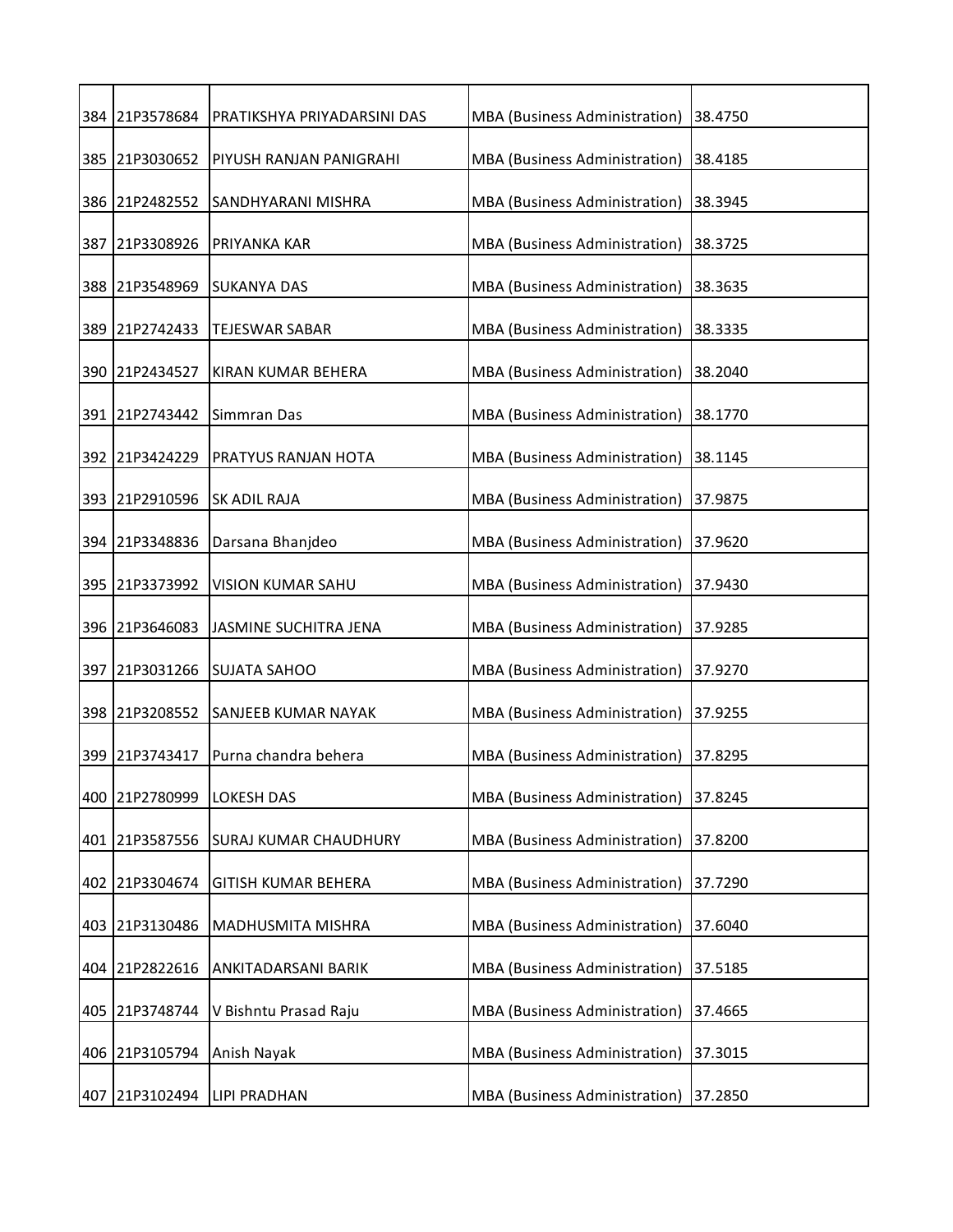| 384 | 21P3578684 | PRATIKSHYA PRIYADARSINI DAS | MBA (Business Administration) | 38.4750 |
|---|---|---|---|---|
| 385 | 21P3030652 | PIYUSH RANJAN PANIGRAHI | MBA (Business Administration) | 38.4185 |
| 386 | 21P2482552 | SANDHYARANI MISHRA | MBA (Business Administration) | 38.3945 |
| 387 | 21P3308926 | PRIYANKA KAR | MBA (Business Administration) | 38.3725 |
| 388 | 21P3548969 | SUKANYA DAS | MBA (Business Administration) | 38.3635 |
| 389 | 21P2742433 | TEJESWAR SABAR | MBA (Business Administration) | 38.3335 |
| 390 | 21P2434527 | KIRAN KUMAR BEHERA | MBA (Business Administration) | 38.2040 |
| 391 | 21P2743442 | Simmran Das | MBA (Business Administration) | 38.1770 |
| 392 | 21P3424229 | PRATYUS RANJAN HOTA | MBA (Business Administration) | 38.1145 |
| 393 | 21P2910596 | SK ADIL RAJA | MBA (Business Administration) | 37.9875 |
| 394 | 21P3348836 | Darsana Bhanjdeo | MBA (Business Administration) | 37.9620 |
| 395 | 21P3373992 | VISION KUMAR SAHU | MBA (Business Administration) | 37.9430 |
| 396 | 21P3646083 | JASMINE SUCHITRA JENA | MBA (Business Administration) | 37.9285 |
| 397 | 21P3031266 | SUJATA SAHOO | MBA (Business Administration) | 37.9270 |
| 398 | 21P3208552 | SANJEEB KUMAR NAYAK | MBA (Business Administration) | 37.9255 |
| 399 | 21P3743417 | Purna chandra behera | MBA (Business Administration) | 37.8295 |
| 400 | 21P2780999 | LOKESH DAS | MBA (Business Administration) | 37.8245 |
| 401 | 21P3587556 | SURAJ KUMAR CHAUDHURY | MBA (Business Administration) | 37.8200 |
| 402 | 21P3304674 | GITISH KUMAR BEHERA | MBA (Business Administration) | 37.7290 |
| 403 | 21P3130486 | MADHUSMITA MISHRA | MBA (Business Administration) | 37.6040 |
| 404 | 21P2822616 | ANKITADARSANI BARIK | MBA (Business Administration) | 37.5185 |
| 405 | 21P3748744 | V Bishntu Prasad Raju | MBA (Business Administration) | 37.4665 |
| 406 | 21P3105794 | Anish Nayak | MBA (Business Administration) | 37.3015 |
| 407 | 21P3102494 | LIPI PRADHAN | MBA (Business Administration) | 37.2850 |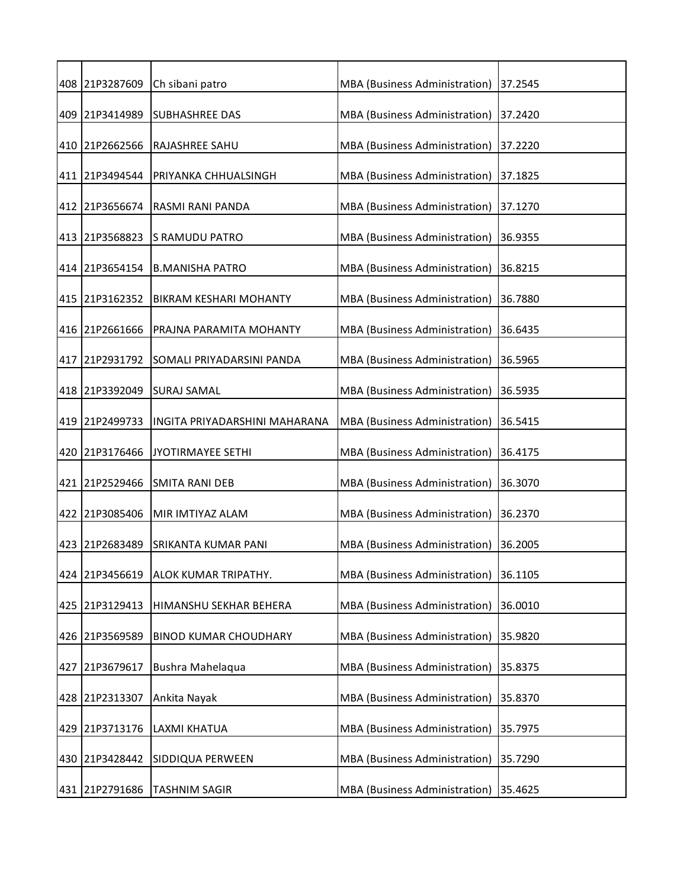| 408 | 21P3287609 | Ch sibani patro | MBA (Business Administration) | 37.2545 |
|---|---|---|---|---|
| 409 | 21P3414989 | SUBHASHREE DAS | MBA (Business Administration) | 37.2420 |
| 410 | 21P2662566 | RAJASHREE SAHU | MBA (Business Administration) | 37.2220 |
| 411 | 21P3494544 | PRIYANKA CHHUALSINGH | MBA (Business Administration) | 37.1825 |
| 412 | 21P3656674 | RASMI RANI PANDA | MBA (Business Administration) | 37.1270 |
| 413 | 21P3568823 | S RAMUDU PATRO | MBA (Business Administration) | 36.9355 |
| 414 | 21P3654154 | B.MANISHA PATRO | MBA (Business Administration) | 36.8215 |
| 415 | 21P3162352 | BIKRAM KESHARI MOHANTY | MBA (Business Administration) | 36.7880 |
| 416 | 21P2661666 | PRAJNA PARAMITA MOHANTY | MBA (Business Administration) | 36.6435 |
| 417 | 21P2931792 | SOMALI PRIYADARSINI PANDA | MBA (Business Administration) | 36.5965 |
| 418 | 21P3392049 | SURAJ SAMAL | MBA (Business Administration) | 36.5935 |
| 419 | 21P2499733 | INGITA PRIYADARSHINI MAHARANA | MBA (Business Administration) | 36.5415 |
| 420 | 21P3176466 | JYOTIRMAYEE SETHI | MBA (Business Administration) | 36.4175 |
| 421 | 21P2529466 | SMITA RANI DEB | MBA (Business Administration) | 36.3070 |
| 422 | 21P3085406 | MIR IMTIYAZ ALAM | MBA (Business Administration) | 36.2370 |
| 423 | 21P2683489 | SRIKANTA KUMAR PANI | MBA (Business Administration) | 36.2005 |
| 424 | 21P3456619 | ALOK KUMAR TRIPATHY. | MBA (Business Administration) | 36.1105 |
| 425 | 21P3129413 | HIMANSHU SEKHAR BEHERA | MBA (Business Administration) | 36.0010 |
| 426 | 21P3569589 | BINOD KUMAR CHOUDHARY | MBA (Business Administration) | 35.9820 |
| 427 | 21P3679617 | Bushra Mahelaqua | MBA (Business Administration) | 35.8375 |
| 428 | 21P2313307 | Ankita Nayak | MBA (Business Administration) | 35.8370 |
| 429 | 21P3713176 | LAXMI KHATUA | MBA (Business Administration) | 35.7975 |
| 430 | 21P3428442 | SIDDIQUA PERWEEN | MBA (Business Administration) | 35.7290 |
| 431 | 21P2791686 | TASHNIM SAGIR | MBA (Business Administration) | 35.4625 |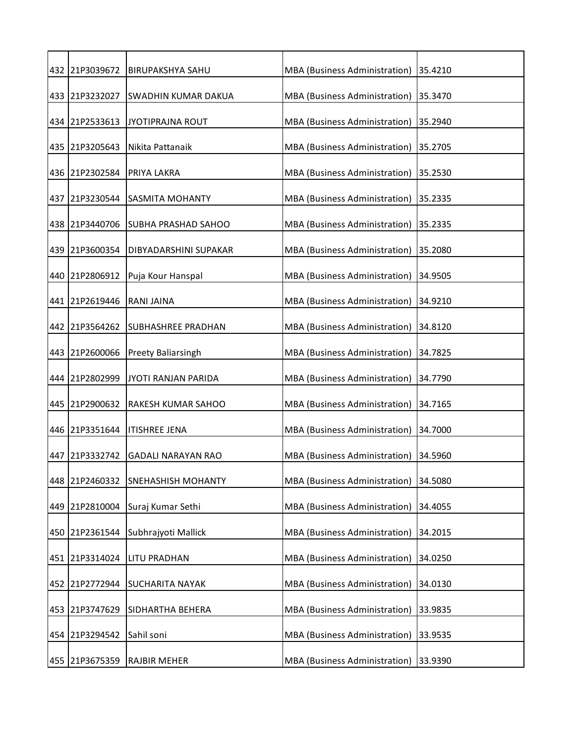| | | | | |
|---|---|---|---|---|
| 432 | 21P3039672 | BIRUPAKSHYA SAHU | MBA (Business Administration) | 35.4210 |
| 433 | 21P3232027 | SWADHIN KUMAR DAKUA | MBA (Business Administration) | 35.3470 |
| 434 | 21P2533613 | JYOTIPRAJNA ROUT | MBA (Business Administration) | 35.2940 |
| 435 | 21P3205643 | Nikita Pattanaik | MBA (Business Administration) | 35.2705 |
| 436 | 21P2302584 | PRIYA LAKRA | MBA (Business Administration) | 35.2530 |
| 437 | 21P3230544 | SASMITA MOHANTY | MBA (Business Administration) | 35.2335 |
| 438 | 21P3440706 | SUBHA PRASHAD SAHOO | MBA (Business Administration) | 35.2335 |
| 439 | 21P3600354 | DIBYADARSHINI SUPAKAR | MBA (Business Administration) | 35.2080 |
| 440 | 21P2806912 | Puja Kour Hanspal | MBA (Business Administration) | 34.9505 |
| 441 | 21P2619446 | RANI JAINA | MBA (Business Administration) | 34.9210 |
| 442 | 21P3564262 | SUBHASHREE PRADHAN | MBA (Business Administration) | 34.8120 |
| 443 | 21P2600066 | Preety Baliarsingh | MBA (Business Administration) | 34.7825 |
| 444 | 21P2802999 | JYOTI RANJAN PARIDA | MBA (Business Administration) | 34.7790 |
| 445 | 21P2900632 | RAKESH KUMAR SAHOO | MBA (Business Administration) | 34.7165 |
| 446 | 21P3351644 | ITISHREE JENA | MBA (Business Administration) | 34.7000 |
| 447 | 21P3332742 | GADALI NARAYAN RAO | MBA (Business Administration) | 34.5960 |
| 448 | 21P2460332 | SNEHASHISH MOHANTY | MBA (Business Administration) | 34.5080 |
| 449 | 21P2810004 | Suraj Kumar Sethi | MBA (Business Administration) | 34.4055 |
| 450 | 21P2361544 | Subhrajyoti Mallick | MBA (Business Administration) | 34.2015 |
| 451 | 21P3314024 | LITU PRADHAN | MBA (Business Administration) | 34.0250 |
| 452 | 21P2772944 | SUCHARITA NAYAK | MBA (Business Administration) | 34.0130 |
| 453 | 21P3747629 | SIDHARTHA BEHERA | MBA (Business Administration) | 33.9835 |
| 454 | 21P3294542 | Sahil soni | MBA (Business Administration) | 33.9535 |
| 455 | 21P3675359 | RAJBIR MEHER | MBA (Business Administration) | 33.9390 |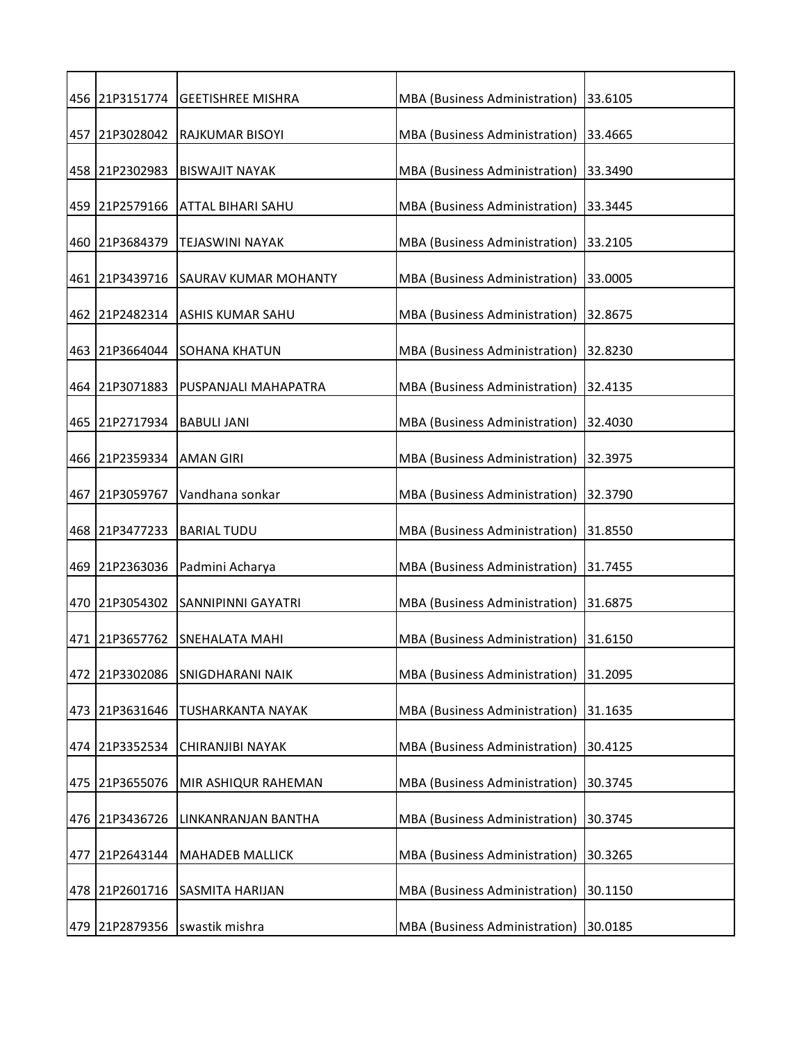| | | | | |
|---|---|---|---|---|
| 456 | 21P3151774 | GEETISHREE MISHRA | MBA (Business Administration) | 33.6105 |
| 457 | 21P3028042 | RAJKUMAR BISOYI | MBA (Business Administration) | 33.4665 |
| 458 | 21P2302983 | BISWAJIT NAYAK | MBA (Business Administration) | 33.3490 |
| 459 | 21P2579166 | ATTAL BIHARI SAHU | MBA (Business Administration) | 33.3445 |
| 460 | 21P3684379 | TEJASWINI NAYAK | MBA (Business Administration) | 33.2105 |
| 461 | 21P3439716 | SAURAV KUMAR MOHANTY | MBA (Business Administration) | 33.0005 |
| 462 | 21P2482314 | ASHIS KUMAR SAHU | MBA (Business Administration) | 32.8675 |
| 463 | 21P3664044 | SOHANA KHATUN | MBA (Business Administration) | 32.8230 |
| 464 | 21P3071883 | PUSPANJALI MAHAPATRA | MBA (Business Administration) | 32.4135 |
| 465 | 21P2717934 | BABULI JANI | MBA (Business Administration) | 32.4030 |
| 466 | 21P2359334 | AMAN GIRI | MBA (Business Administration) | 32.3975 |
| 467 | 21P3059767 | Vandhana sonkar | MBA (Business Administration) | 32.3790 |
| 468 | 21P3477233 | BARIAL TUDU | MBA (Business Administration) | 31.8550 |
| 469 | 21P2363036 | Padmini Acharya | MBA (Business Administration) | 31.7455 |
| 470 | 21P3054302 | SANNIPINNI GAYATRI | MBA (Business Administration) | 31.6875 |
| 471 | 21P3657762 | SNEHALATA MAHI | MBA (Business Administration) | 31.6150 |
| 472 | 21P3302086 | SNIGDHARANI NAIK | MBA (Business Administration) | 31.2095 |
| 473 | 21P3631646 | TUSHARKANTA NAYAK | MBA (Business Administration) | 31.1635 |
| 474 | 21P3352534 | CHIRANJIBI NAYAK | MBA (Business Administration) | 30.4125 |
| 475 | 21P3655076 | MIR ASHIQUR RAHEMAN | MBA (Business Administration) | 30.3745 |
| 476 | 21P3436726 | LINKANRANJAN BANTHA | MBA (Business Administration) | 30.3745 |
| 477 | 21P2643144 | MAHADEB MALLICK | MBA (Business Administration) | 30.3265 |
| 478 | 21P2601716 | SASMITA HARIJAN | MBA (Business Administration) | 30.1150 |
| 479 | 21P2879356 | swastik mishra | MBA (Business Administration) | 30.0185 |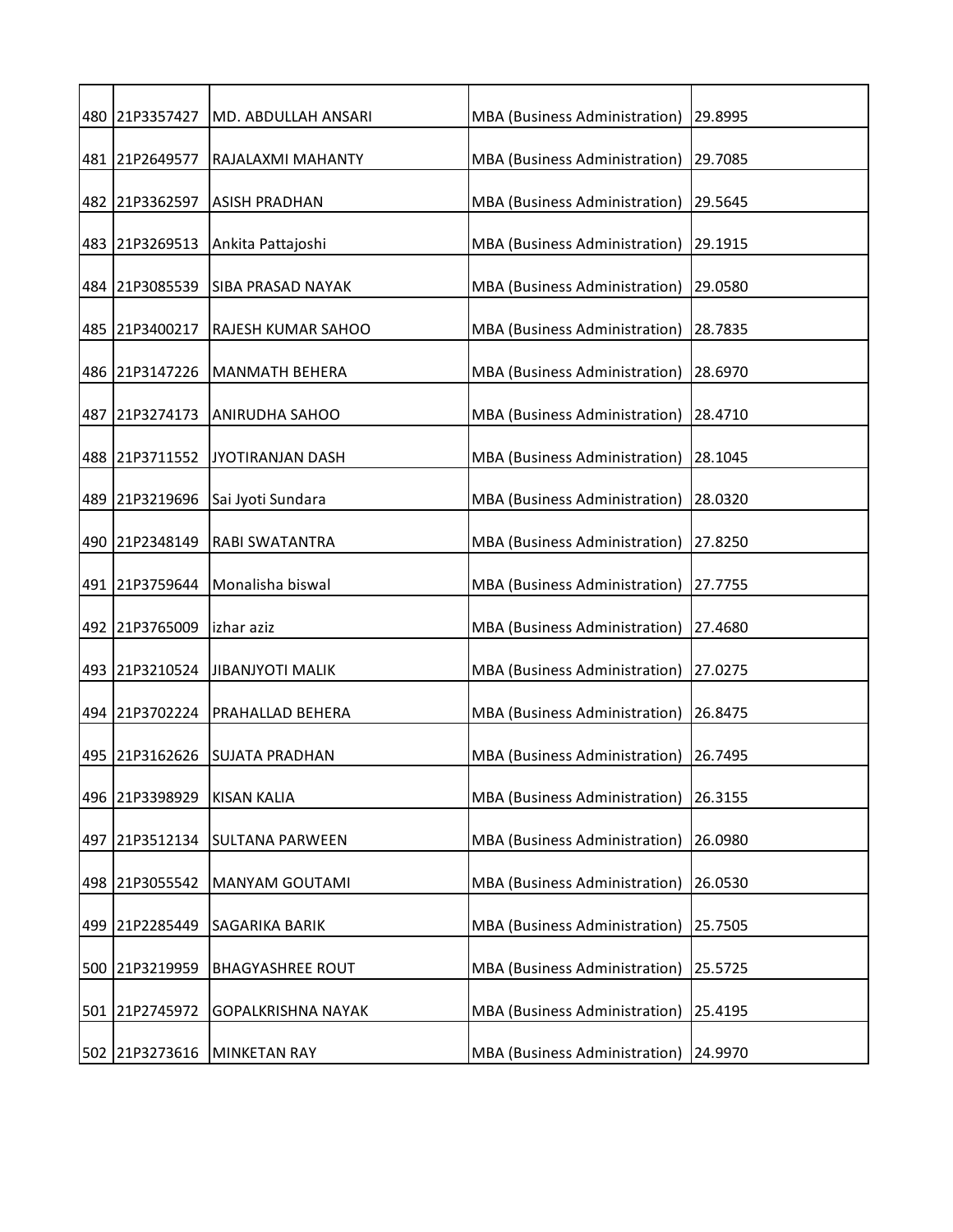| | | | | |
|---|---|---|---|---|
| 480 | 21P3357427 | MD. ABDULLAH ANSARI | MBA (Business Administration) | 29.8995 |
| 481 | 21P2649577 | RAJALAXMI MAHANTY | MBA (Business Administration) | 29.7085 |
| 482 | 21P3362597 | ASISH PRADHAN | MBA (Business Administration) | 29.5645 |
| 483 | 21P3269513 | Ankita Pattajoshi | MBA (Business Administration) | 29.1915 |
| 484 | 21P3085539 | SIBA PRASAD NAYAK | MBA (Business Administration) | 29.0580 |
| 485 | 21P3400217 | RAJESH KUMAR SAHOO | MBA (Business Administration) | 28.7835 |
| 486 | 21P3147226 | MANMATH BEHERA | MBA (Business Administration) | 28.6970 |
| 487 | 21P3274173 | ANIRUDHA SAHOO | MBA (Business Administration) | 28.4710 |
| 488 | 21P3711552 | JYOTIRANJAN DASH | MBA (Business Administration) | 28.1045 |
| 489 | 21P3219696 | Sai Jyoti Sundara | MBA (Business Administration) | 28.0320 |
| 490 | 21P2348149 | RABI SWATANTRA | MBA (Business Administration) | 27.8250 |
| 491 | 21P3759644 | Monalisha biswal | MBA (Business Administration) | 27.7755 |
| 492 | 21P3765009 | izhar aziz | MBA (Business Administration) | 27.4680 |
| 493 | 21P3210524 | JIBANJYOTI MALIK | MBA (Business Administration) | 27.0275 |
| 494 | 21P3702224 | PRAHALLAD BEHERA | MBA (Business Administration) | 26.8475 |
| 495 | 21P3162626 | SUJATA PRADHAN | MBA (Business Administration) | 26.7495 |
| 496 | 21P3398929 | KISAN KALIA | MBA (Business Administration) | 26.3155 |
| 497 | 21P3512134 | SULTANA PARWEEN | MBA (Business Administration) | 26.0980 |
| 498 | 21P3055542 | MANYAM GOUTAMI | MBA (Business Administration) | 26.0530 |
| 499 | 21P2285449 | SAGARIKA BARIK | MBA (Business Administration) | 25.7505 |
| 500 | 21P3219959 | BHAGYASHREE ROUT | MBA (Business Administration) | 25.5725 |
| 501 | 21P2745972 | GOPALKRISHNA NAYAK | MBA (Business Administration) | 25.4195 |
| 502 | 21P3273616 | MINKETAN RAY | MBA (Business Administration) | 24.9970 |